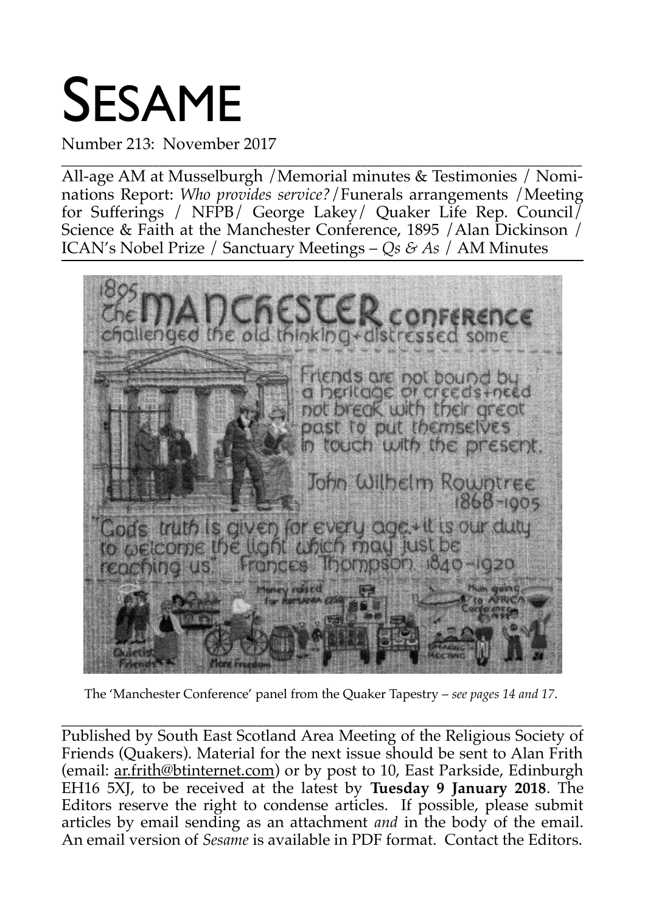# SESAME

Number 213: November 2017

All-age AM at Musselburgh /Memorial minutes & Testimonies / Nominations Report: *Who provides service?*/Funerals arrangements /Meeting for Sufferings / NFPB/ George Lakey/ Quaker Life Rep. Council/ Science & Faith at the Manchester Conference, 1895 /Alan Dickinson / ICAN's Nobel Prize / Sanctuary Meetings – *Qs & As* / AM Minutes

The 'Manchester Conference' panel from the Quaker Tapestry – *see pages 14 and 17*.

Published by South East Scotland Area Meeting of the Religious Society of Friends (Quakers). Material for the next issue should be sent to Alan Frith (email: ar.frith@btinternet.com) or by post to 10, East Parkside, Edinburgh EH16 5XJ, to be received at the latest by **Tuesday 9 January 2018**. The Editors reserve the right to condense articles. If possible, please submit articles by email sending as an attachment *and* in the body of the email. An email version of *Sesame* is available in PDF format. Contact the Editors.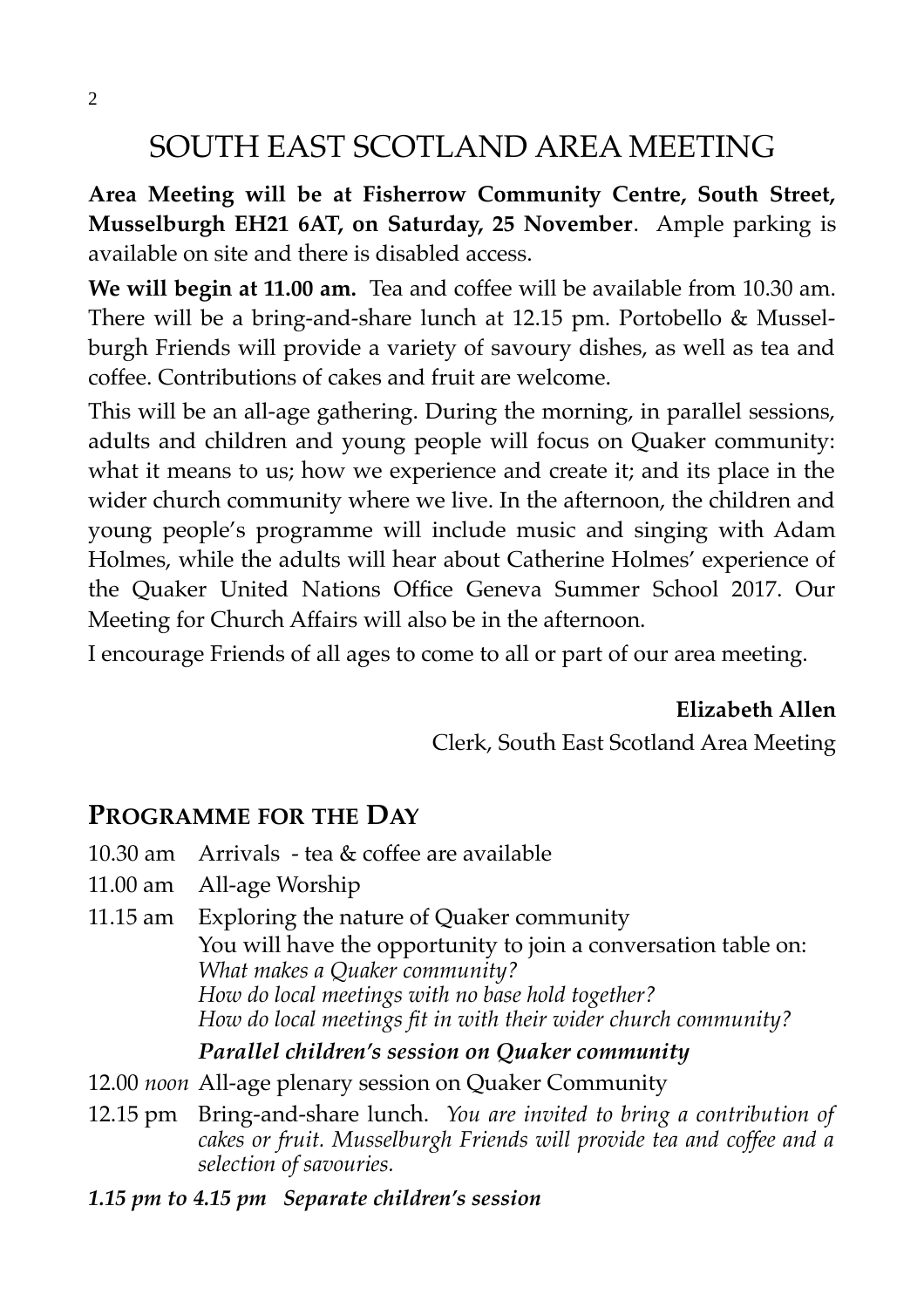# SOUTH EAST SCOTLAND AREA MEETING

**Area Meeting will be at Fisherrow Community Centre, South Street, Musselburgh EH21 6AT, on Saturday, 25 November**. Ample parking is available on site and there is disabled access.

**We will begin at 11.00 am.** Tea and coffee will be available from 10.30 am. There will be a bring-and-share lunch at 12.15 pm. Portobello & Musselburgh Friends will provide a variety of savoury dishes, as well as tea and coffee. Contributions of cakes and fruit are welcome.

This will be an all-age gathering. During the morning, in parallel sessions, adults and children and young people will focus on Quaker community: what it means to us; how we experience and create it; and its place in the wider church community where we live. In the afternoon, the children and young people's programme will include music and singing with Adam Holmes, while the adults will hear about Catherine Holmes' experience of the Quaker United Nations Office Geneva Summer School 2017. Our Meeting for Church Affairs will also be in the afternoon.

I encourage Friends of all ages to come to all or part of our area meeting.

**Elizabeth Allen**
Clerk, South East Scotland Area Meeting

## Programme for the Day

10.30 am Arrivals - tea & coffee are available

11.00 am All-age Worship

11.15 am Exploring the nature of Quaker community
You will have the opportunity to join a conversation table on:
*What makes a Quaker community?*
*How do local meetings with no base hold together?*
*How do local meetings fit in with their wider church community?*

***Parallel children's session on Quaker community***

12.00 *noon* All-age plenary session on Quaker Community

12.15 pm Bring-and-share lunch. *You are invited to bring a contribution of cakes or fruit. Musselburgh Friends will provide tea and coffee and a selection of savouries.*

***1.15 pm to 4.15 pm Separate children's session***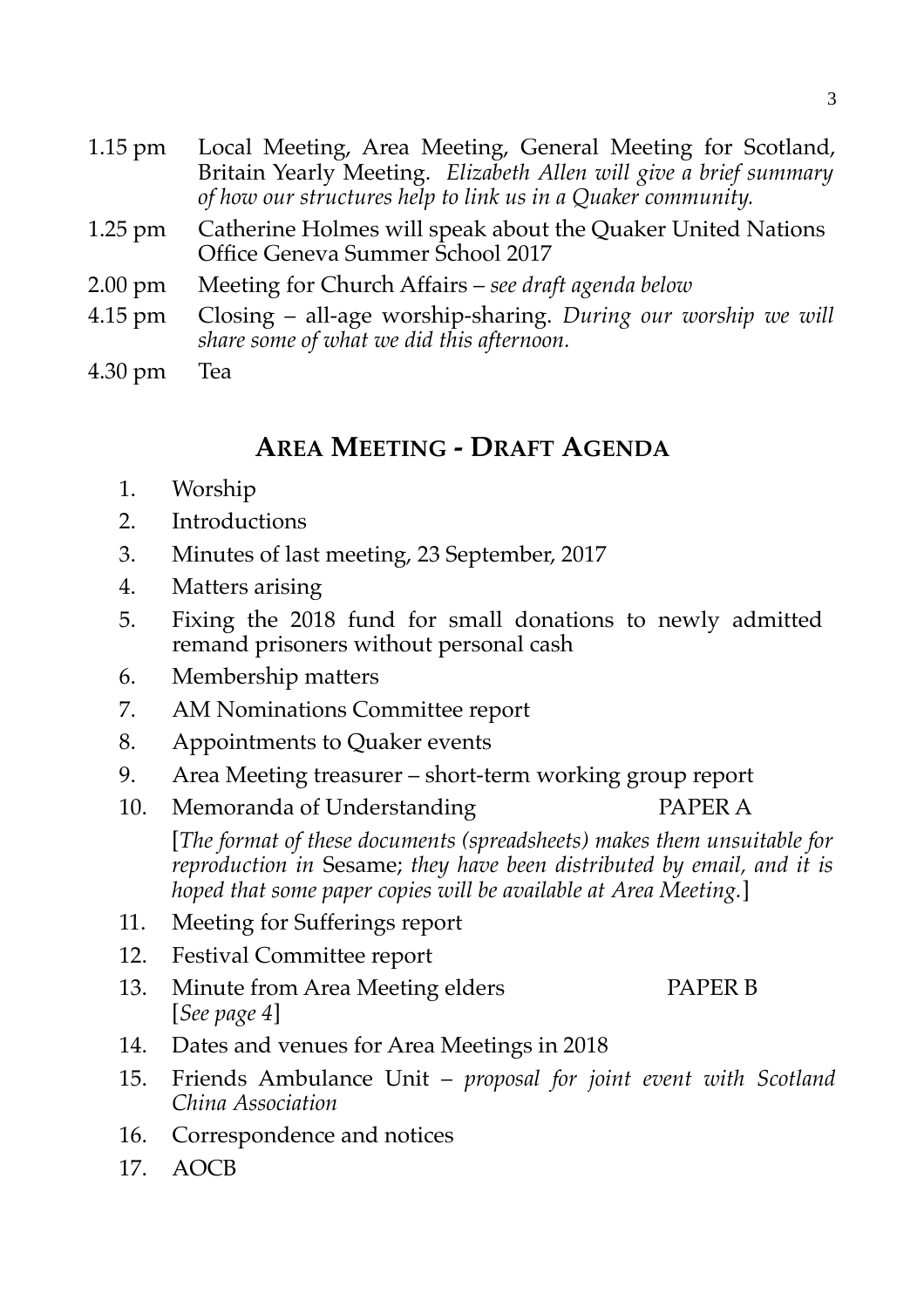1.15 pm Local Meeting, Area Meeting, General Meeting for Scotland, Britain Yearly Meeting. *Elizabeth Allen will give a brief summary of how our structures help to link us in a Quaker community.*

1.25 pm Catherine Holmes will speak about the Quaker United Nations Office Geneva Summer School 2017

2.00 pm Meeting for Church Affairs – *see draft agenda below*

4.15 pm Closing – all-age worship-sharing. *During our worship we will share some of what we did this afternoon.*

4.30 pm Tea

## AREA MEETING - DRAFT AGENDA

1. Worship
2. Introductions
3. Minutes of last meeting, 23 September, 2017
4. Matters arising
5. Fixing the 2018 fund for small donations to newly admitted remand prisoners without personal cash
6. Membership matters
7. AM Nominations Committee report
8. Appointments to Quaker events
9. Area Meeting treasurer – short-term working group report
10. Memoranda of Understanding PAPER A

    [*The format of these documents (spreadsheets) makes them unsuitable for reproduction in* Sesame; *they have been distributed by email, and it is hoped that some paper copies will be available at Area Meeting.*]
11. Meeting for Sufferings report
12. Festival Committee report
13. Minute from Area Meeting elders PAPER B
    [*See page 4*]
14. Dates and venues for Area Meetings in 2018
15. Friends Ambulance Unit – *proposal for joint event with Scotland China Association*
16. Correspondence and notices
17. AOCB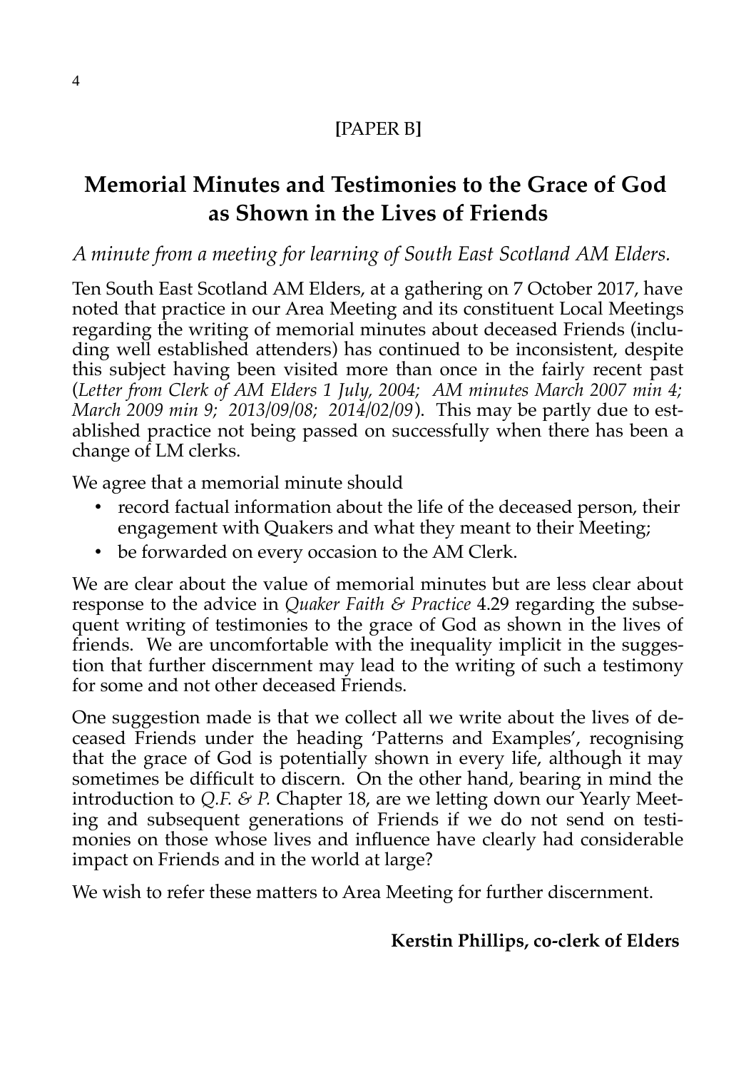[PAPER B]

# Memorial Minutes and Testimonies to the Grace of God as Shown in the Lives of Friends

*A minute from a meeting for learning of South East Scotland AM Elders.*

Ten South East Scotland AM Elders, at a gathering on 7 October 2017, have noted that practice in our Area Meeting and its constituent Local Meetings regarding the writing of memorial minutes about deceased Friends (including well established attenders) has continued to be inconsistent, despite this subject having been visited more than once in the fairly recent past (*Letter from Clerk of AM Elders 1 July, 2004; AM minutes March 2007 min 4; March 2009 min 9; 2013/09/08; 2014/02/09*). This may be partly due to established practice not being passed on successfully when there has been a change of LM clerks.

We agree that a memorial minute should

- record factual information about the life of the deceased person, their engagement with Quakers and what they meant to their Meeting;
- be forwarded on every occasion to the AM Clerk.

We are clear about the value of memorial minutes but are less clear about response to the advice in *Quaker Faith & Practice* 4.29 regarding the subsequent writing of testimonies to the grace of God as shown in the lives of friends. We are uncomfortable with the inequality implicit in the suggestion that further discernment may lead to the writing of such a testimony for some and not other deceased Friends.

One suggestion made is that we collect all we write about the lives of deceased Friends under the heading 'Patterns and Examples', recognising that the grace of God is potentially shown in every life, although it may sometimes be difficult to discern. On the other hand, bearing in mind the introduction to *Q.F. & P.* Chapter 18, are we letting down our Yearly Meeting and subsequent generations of Friends if we do not send on testimonies on those whose lives and influence have clearly had considerable impact on Friends and in the world at large?

We wish to refer these matters to Area Meeting for further discernment.

**Kerstin Phillips, co-clerk of Elders**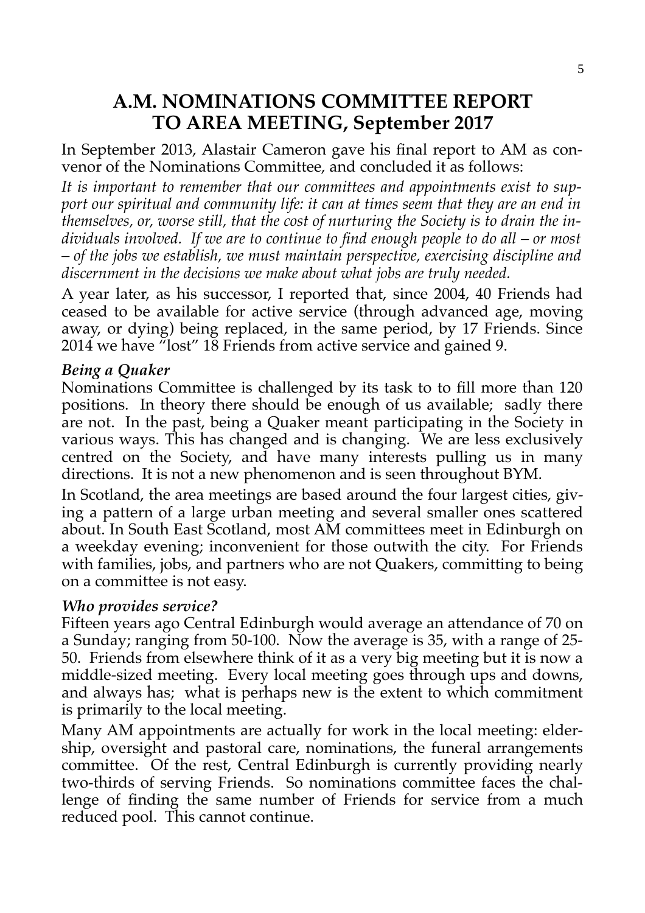# A.M. NOMINATIONS COMMITTEE REPORT TO AREA MEETING, September 2017

In September 2013, Alastair Cameron gave his final report to AM as convenor of the Nominations Committee, and concluded it as follows:

*It is important to remember that our committees and appointments exist to support our spiritual and community life: it can at times seem that they are an end in themselves, or, worse still, that the cost of nurturing the Society is to drain the individuals involved. If we are to continue to find enough people to do all – or most – of the jobs we establish, we must maintain perspective, exercising discipline and discernment in the decisions we make about what jobs are truly needed.*

A year later, as his successor, I reported that, since 2004, 40 Friends had ceased to be available for active service (through advanced age, moving away, or dying) being replaced, in the same period, by 17 Friends. Since 2014 we have "lost" 18 Friends from active service and gained 9.

### *Being a Quaker*

Nominations Committee is challenged by its task to to fill more than 120 positions. In theory there should be enough of us available; sadly there are not. In the past, being a Quaker meant participating in the Society in various ways. This has changed and is changing. We are less exclusively centred on the Society, and have many interests pulling us in many directions. It is not a new phenomenon and is seen throughout BYM.

In Scotland, the area meetings are based around the four largest cities, giving a pattern of a large urban meeting and several smaller ones scattered about. In South East Scotland, most AM committees meet in Edinburgh on a weekday evening; inconvenient for those outwith the city. For Friends with families, jobs, and partners who are not Quakers, committing to being on a committee is not easy.

### *Who provides service?*

Fifteen years ago Central Edinburgh would average an attendance of 70 on a Sunday; ranging from 50-100. Now the average is 35, with a range of 25-50. Friends from elsewhere think of it as a very big meeting but it is now a middle-sized meeting. Every local meeting goes through ups and downs, and always has; what is perhaps new is the extent to which commitment is primarily to the local meeting.

Many AM appointments are actually for work in the local meeting: eldership, oversight and pastoral care, nominations, the funeral arrangements committee. Of the rest, Central Edinburgh is currently providing nearly two-thirds of serving Friends. So nominations committee faces the challenge of finding the same number of Friends for service from a much reduced pool. This cannot continue.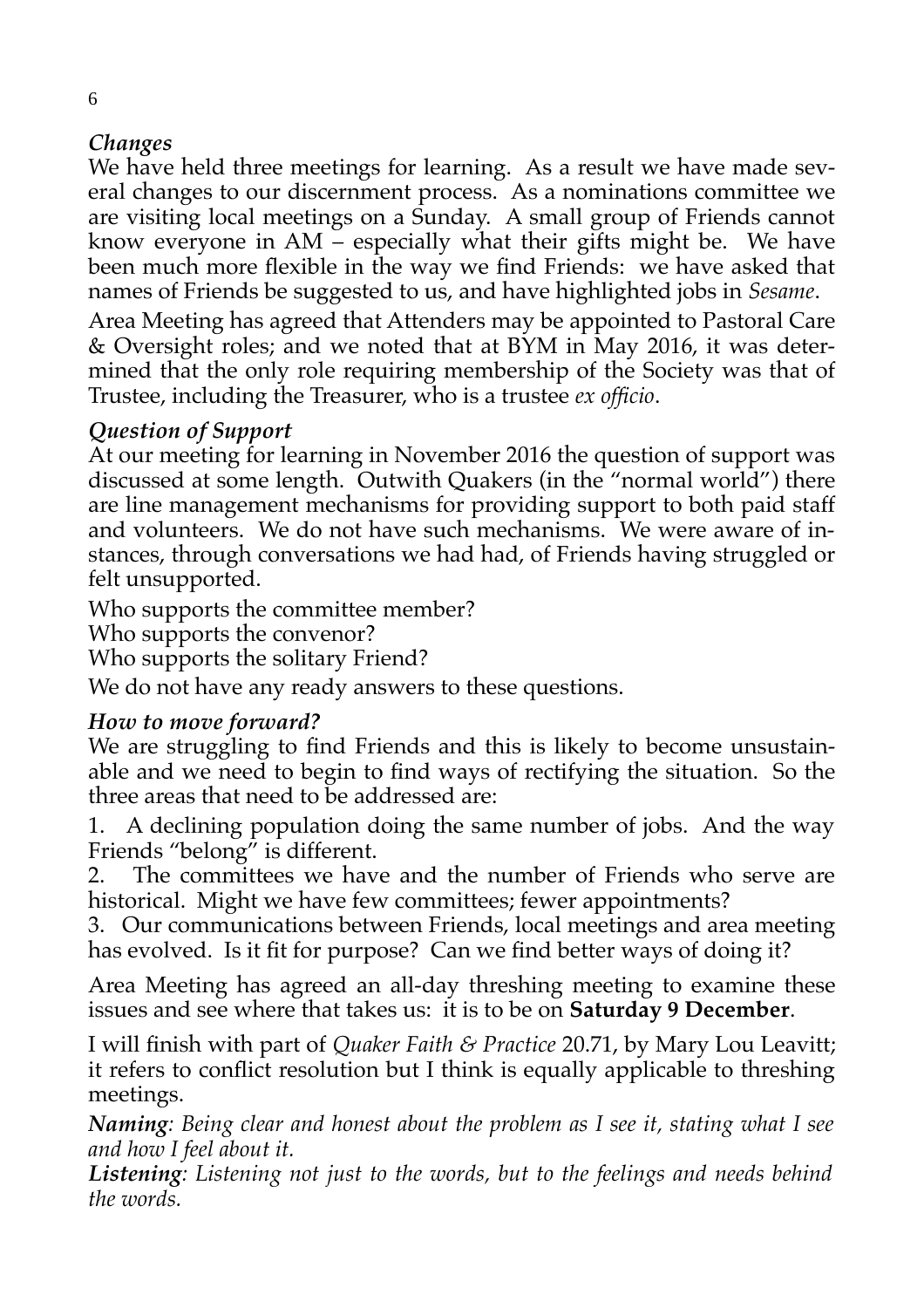### *Changes*

We have held three meetings for learning. As a result we have made several changes to our discernment process. As a nominations committee we are visiting local meetings on a Sunday. A small group of Friends cannot know everyone in AM – especially what their gifts might be. We have been much more flexible in the way we find Friends: we have asked that names of Friends be suggested to us, and have highlighted jobs in *Sesame*.

Area Meeting has agreed that Attenders may be appointed to Pastoral Care & Oversight roles; and we noted that at BYM in May 2016, it was determined that the only role requiring membership of the Society was that of Trustee, including the Treasurer, who is a trustee *ex officio*.

### *Question of Support*

At our meeting for learning in November 2016 the question of support was discussed at some length. Outwith Quakers (in the "normal world") there are line management mechanisms for providing support to both paid staff and volunteers. We do not have such mechanisms. We were aware of instances, through conversations we had had, of Friends having struggled or felt unsupported.

Who supports the committee member?

Who supports the convenor?

Who supports the solitary Friend?

We do not have any ready answers to these questions.

### *How to move forward?*

We are struggling to find Friends and this is likely to become unsustainable and we need to begin to find ways of rectifying the situation. So the three areas that need to be addressed are:

1. A declining population doing the same number of jobs. And the way Friends "belong" is different.
2. The committees we have and the number of Friends who serve are historical. Might we have few committees; fewer appointments?
3. Our communications between Friends, local meetings and area meeting has evolved. Is it fit for purpose? Can we find better ways of doing it?

Area Meeting has agreed an all-day threshing meeting to examine these issues and see where that takes us: it is to be on **Saturday 9 December**.

I will finish with part of *Quaker Faith & Practice* 20.71, by Mary Lou Leavitt; it refers to conflict resolution but I think is equally applicable to threshing meetings.

***Naming****: Being clear and honest about the problem as I see it, stating what I see and how I feel about it.*

***Listening****: Listening not just to the words, but to the feelings and needs behind the words.*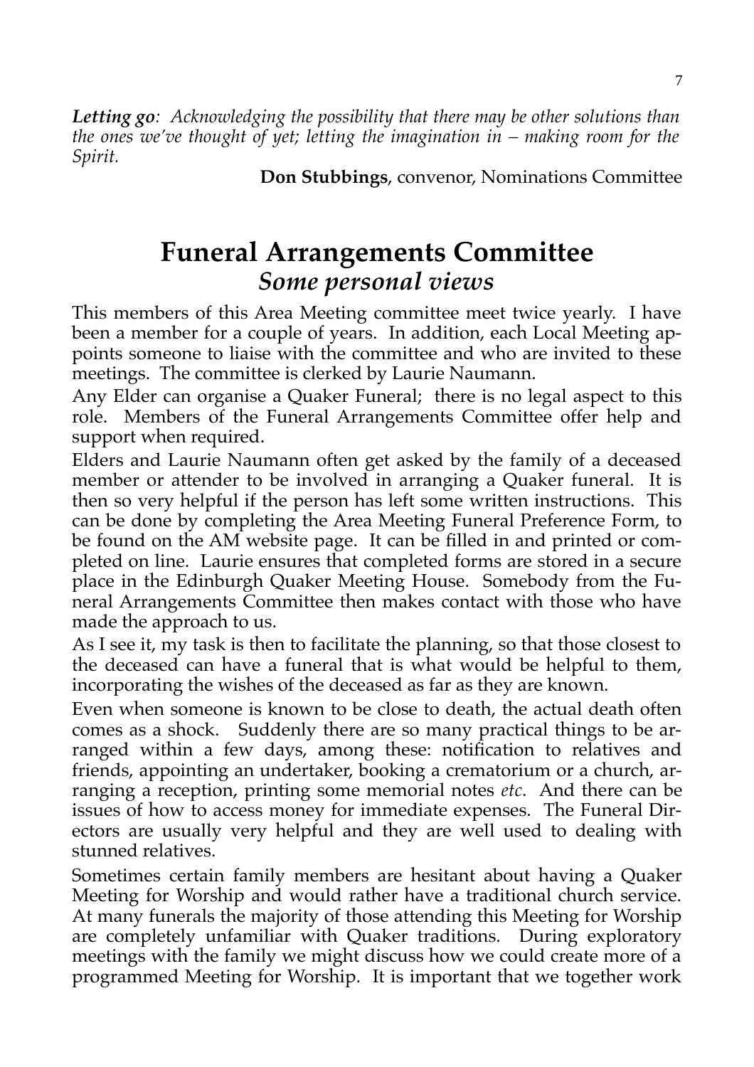***Letting go**: Acknowledging the possibility that there may be other solutions than the ones we've thought of yet; letting the imagination in – making room for the Spirit.*

**Don Stubbings**, convenor, Nominations Committee

# Funeral Arrangements Committee

## *Some personal views*

This members of this Area Meeting committee meet twice yearly. I have been a member for a couple of years. In addition, each Local Meeting appoints someone to liaise with the committee and who are invited to these meetings. The committee is clerked by Laurie Naumann.

Any Elder can organise a Quaker Funeral; there is no legal aspect to this role. Members of the Funeral Arrangements Committee offer help and support when required.

Elders and Laurie Naumann often get asked by the family of a deceased member or attender to be involved in arranging a Quaker funeral. It is then so very helpful if the person has left some written instructions. This can be done by completing the Area Meeting Funeral Preference Form, to be found on the AM website page. It can be filled in and printed or completed on line. Laurie ensures that completed forms are stored in a secure place in the Edinburgh Quaker Meeting House. Somebody from the Funeral Arrangements Committee then makes contact with those who have made the approach to us.

As I see it, my task is then to facilitate the planning, so that those closest to the deceased can have a funeral that is what would be helpful to them, incorporating the wishes of the deceased as far as they are known.

Even when someone is known to be close to death, the actual death often comes as a shock. Suddenly there are so many practical things to be arranged within a few days, among these: notification to relatives and friends, appointing an undertaker, booking a crematorium or a church, arranging a reception, printing some memorial notes *etc*. And there can be issues of how to access money for immediate expenses. The Funeral Directors are usually very helpful and they are well used to dealing with stunned relatives.

Sometimes certain family members are hesitant about having a Quaker Meeting for Worship and would rather have a traditional church service. At many funerals the majority of those attending this Meeting for Worship are completely unfamiliar with Quaker traditions. During exploratory meetings with the family we might discuss how we could create more of a programmed Meeting for Worship. It is important that we together work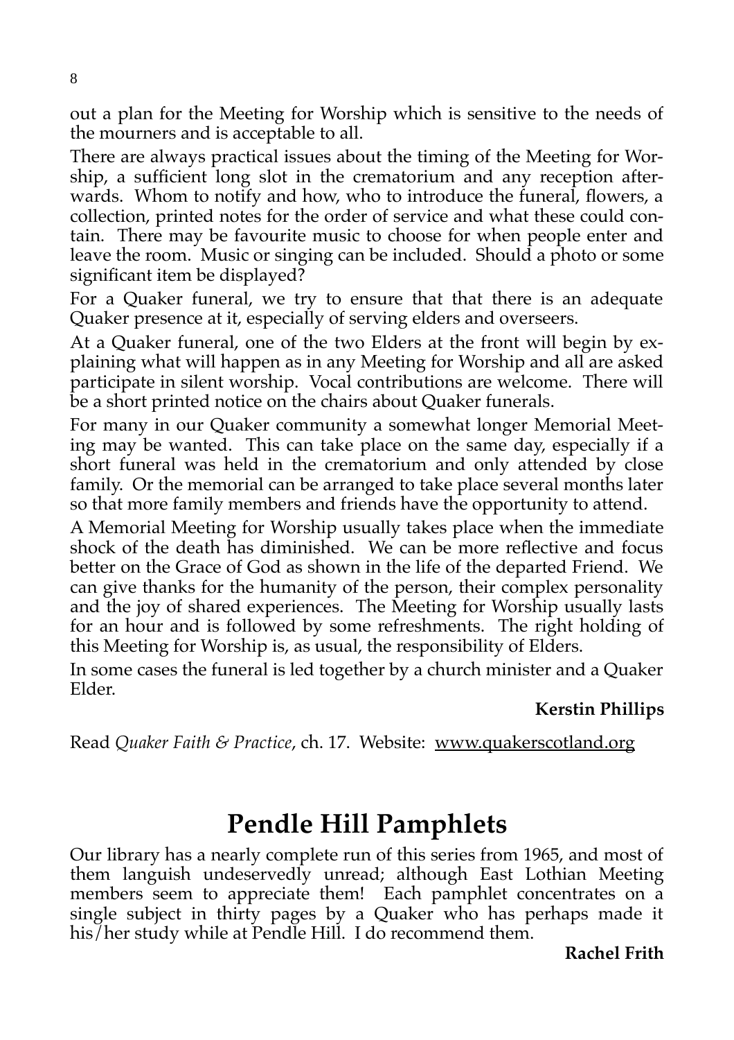out a plan for the Meeting for Worship which is sensitive to the needs of the mourners and is acceptable to all.

There are always practical issues about the timing of the Meeting for Worship, a sufficient long slot in the crematorium and any reception afterwards. Whom to notify and how, who to introduce the funeral, flowers, a collection, printed notes for the order of service and what these could contain. There may be favourite music to choose for when people enter and leave the room. Music or singing can be included. Should a photo or some significant item be displayed?

For a Quaker funeral, we try to ensure that that there is an adequate Quaker presence at it, especially of serving elders and overseers.

At a Quaker funeral, one of the two Elders at the front will begin by explaining what will happen as in any Meeting for Worship and all are asked participate in silent worship. Vocal contributions are welcome. There will be a short printed notice on the chairs about Quaker funerals.

For many in our Quaker community a somewhat longer Memorial Meeting may be wanted. This can take place on the same day, especially if a short funeral was held in the crematorium and only attended by close family. Or the memorial can be arranged to take place several months later so that more family members and friends have the opportunity to attend.

A Memorial Meeting for Worship usually takes place when the immediate shock of the death has diminished. We can be more reflective and focus better on the Grace of God as shown in the life of the departed Friend. We can give thanks for the humanity of the person, their complex personality and the joy of shared experiences. The Meeting for Worship usually lasts for an hour and is followed by some refreshments. The right holding of this Meeting for Worship is, as usual, the responsibility of Elders.

In some cases the funeral is led together by a church minister and a Quaker Elder.

**Kerstin Phillips**

Read *Quaker Faith & Practice*, ch. 17. Website: www.quakerscotland.org

# Pendle Hill Pamphlets

Our library has a nearly complete run of this series from 1965, and most of them languish undeservedly unread; although East Lothian Meeting members seem to appreciate them! Each pamphlet concentrates on a single subject in thirty pages by a Quaker who has perhaps made it his/her study while at Pendle Hill. I do recommend them.

**Rachel Frith**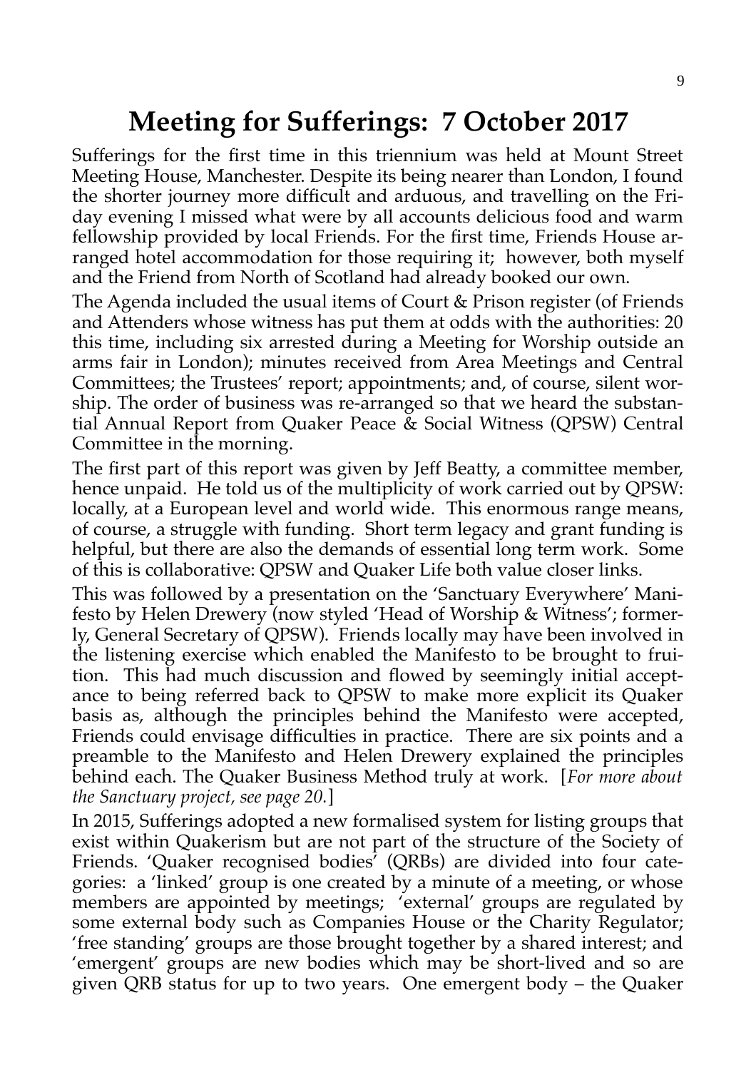# Meeting for Sufferings: 7 October 2017

Sufferings for the first time in this triennium was held at Mount Street Meeting House, Manchester. Despite its being nearer than London, I found the shorter journey more difficult and arduous, and travelling on the Friday evening I missed what were by all accounts delicious food and warm fellowship provided by local Friends. For the first time, Friends House arranged hotel accommodation for those requiring it; however, both myself and the Friend from North of Scotland had already booked our own.

The Agenda included the usual items of Court & Prison register (of Friends and Attenders whose witness has put them at odds with the authorities: 20 this time, including six arrested during a Meeting for Worship outside an arms fair in London); minutes received from Area Meetings and Central Committees; the Trustees' report; appointments; and, of course, silent worship. The order of business was re-arranged so that we heard the substantial Annual Report from Quaker Peace & Social Witness (QPSW) Central Committee in the morning.

The first part of this report was given by Jeff Beatty, a committee member, hence unpaid. He told us of the multiplicity of work carried out by QPSW: locally, at a European level and world wide. This enormous range means, of course, a struggle with funding. Short term legacy and grant funding is helpful, but there are also the demands of essential long term work. Some of this is collaborative: QPSW and Quaker Life both value closer links.

This was followed by a presentation on the 'Sanctuary Everywhere' Manifesto by Helen Drewery (now styled 'Head of Worship & Witness'; formerly, General Secretary of QPSW). Friends locally may have been involved in the listening exercise which enabled the Manifesto to be brought to fruition. This had much discussion and flowed by seemingly initial acceptance to being referred back to QPSW to make more explicit its Quaker basis as, although the principles behind the Manifesto were accepted, Friends could envisage difficulties in practice. There are six points and a preamble to the Manifesto and Helen Drewery explained the principles behind each. The Quaker Business Method truly at work. [*For more about the Sanctuary project, see page 20.*]

In 2015, Sufferings adopted a new formalised system for listing groups that exist within Quakerism but are not part of the structure of the Society of Friends. 'Quaker recognised bodies' (QRBs) are divided into four categories: a 'linked' group is one created by a minute of a meeting, or whose members are appointed by meetings; 'external' groups are regulated by some external body such as Companies House or the Charity Regulator; 'free standing' groups are those brought together by a shared interest; and 'emergent' groups are new bodies which may be short-lived and so are given QRB status for up to two years. One emergent body – the Quaker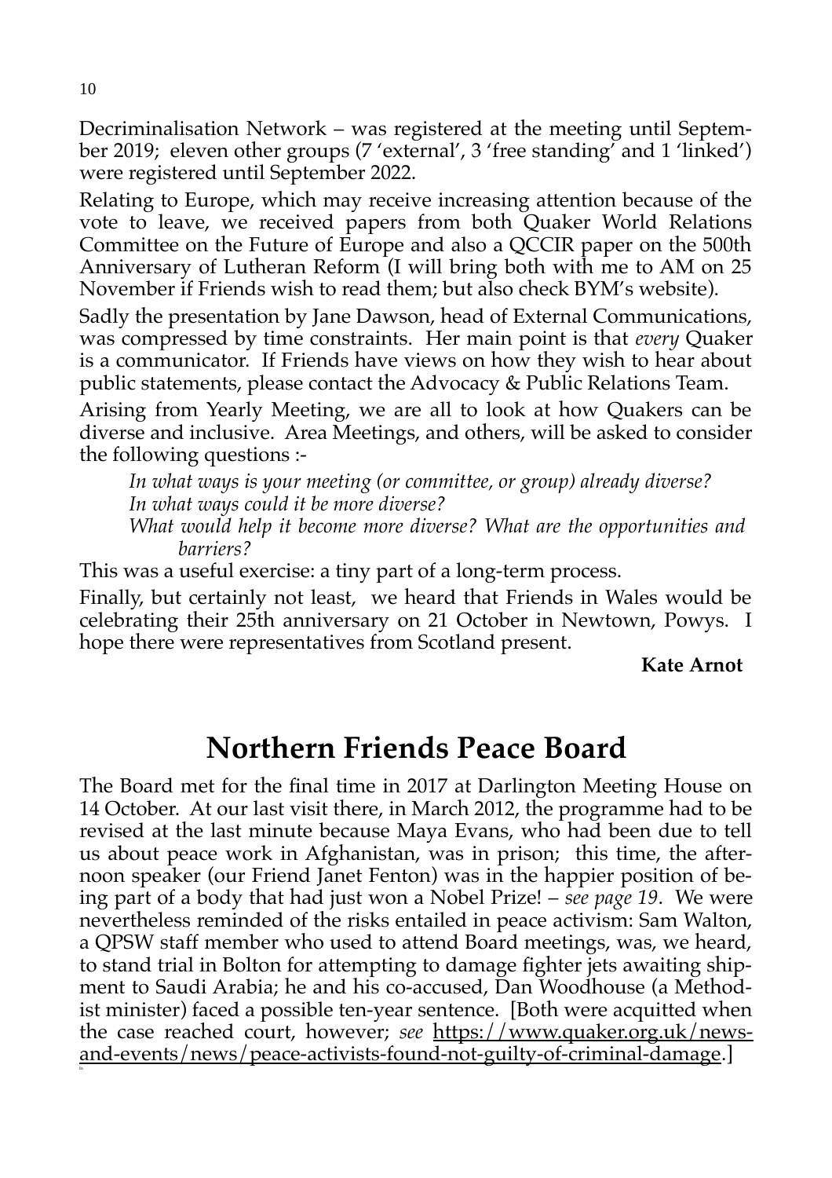Decriminalisation Network – was registered at the meeting until September 2019; eleven other groups (7 'external', 3 'free standing' and 1 'linked') were registered until September 2022.

Relating to Europe, which may receive increasing attention because of the vote to leave, we received papers from both Quaker World Relations Committee on the Future of Europe and also a QCCIR paper on the 500th Anniversary of Lutheran Reform (I will bring both with me to AM on 25 November if Friends wish to read them; but also check BYM's website).

Sadly the presentation by Jane Dawson, head of External Communications, was compressed by time constraints. Her main point is that *every* Quaker is a communicator. If Friends have views on how they wish to hear about public statements, please contact the Advocacy & Public Relations Team.

Arising from Yearly Meeting, we are all to look at how Quakers can be diverse and inclusive. Area Meetings, and others, will be asked to consider the following questions :-

> *In what ways is your meeting (or committee, or group) already diverse?*
> *In what ways could it be more diverse?*
> *What would help it become more diverse? What are the opportunities and barriers?*

This was a useful exercise: a tiny part of a long-term process.

Finally, but certainly not least, we heard that Friends in Wales would be celebrating their 25th anniversary on 21 October in Newtown, Powys. I hope there were representatives from Scotland present.

**Kate Arnot**

# Northern Friends Peace Board

The Board met for the final time in 2017 at Darlington Meeting House on 14 October. At our last visit there, in March 2012, the programme had to be revised at the last minute because Maya Evans, who had been due to tell us about peace work in Afghanistan, was in prison; this time, the afternoon speaker (our Friend Janet Fenton) was in the happier position of being part of a body that had just won a Nobel Prize! – *see page 19*. We were nevertheless reminded of the risks entailed in peace activism: Sam Walton, a QPSW staff member who used to attend Board meetings, was, we heard, to stand trial in Bolton for attempting to damage fighter jets awaiting shipment to Saudi Arabia; he and his co-accused, Dan Woodhouse (a Methodist minister) faced a possible ten-year sentence. [Both were acquitted when the case reached court, however; *see* https://www.quaker.org.uk/news-and-events/news/peace-activists-found-not-guilty-of-criminal-damage.]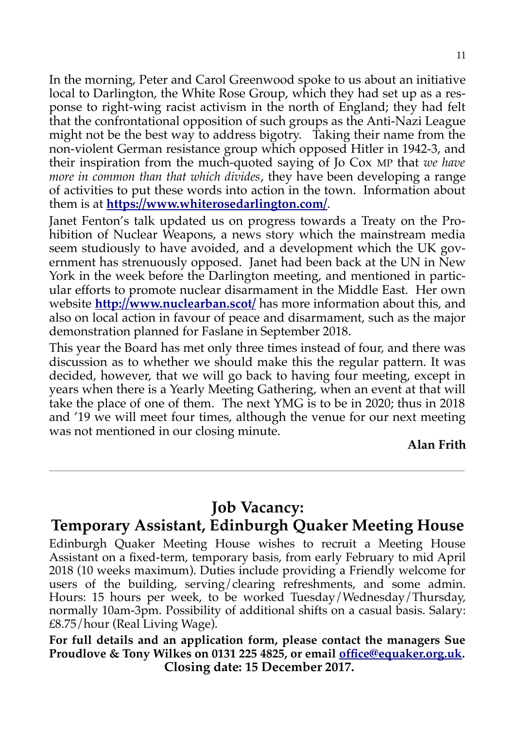In the morning, Peter and Carol Greenwood spoke to us about an initiative local to Darlington, the White Rose Group, which they had set up as a response to right-wing racist activism in the north of England; they had felt that the confrontational opposition of such groups as the Anti-Nazi League might not be the best way to address bigotry. Taking their name from the non-violent German resistance group which opposed Hitler in 1942-3, and their inspiration from the much-quoted saying of Jo Cox MP that *we have more in common than that which divides*, they have been developing a range of activities to put these words into action in the town. Information about them is at **https://www.whiterosedarlington.com/**.

Janet Fenton's talk updated us on progress towards a Treaty on the Prohibition of Nuclear Weapons, a news story which the mainstream media seem studiously to have avoided, and a development which the UK government has strenuously opposed. Janet had been back at the UN in New York in the week before the Darlington meeting, and mentioned in particular efforts to promote nuclear disarmament in the Middle East. Her own website **http://www.nuclearban.scot/** has more information about this, and also on local action in favour of peace and disarmament, such as the major demonstration planned for Faslane in September 2018.

This year the Board has met only three times instead of four, and there was discussion as to whether we should make this the regular pattern. It was decided, however, that we will go back to having four meeting, except in years when there is a Yearly Meeting Gathering, when an event at that will take the place of one of them. The next YMG is to be in 2020; thus in 2018 and '19 we will meet four times, although the venue for our next meeting was not mentioned in our closing minute.

**Alan Frith**

---

## Job Vacancy: Temporary Assistant, Edinburgh Quaker Meeting House

Edinburgh Quaker Meeting House wishes to recruit a Meeting House Assistant on a fixed-term, temporary basis, from early February to mid April 2018 (10 weeks maximum). Duties include providing a Friendly welcome for users of the building, serving/clearing refreshments, and some admin. Hours: 15 hours per week, to be worked Tuesday/Wednesday/Thursday, normally 10am-3pm. Possibility of additional shifts on a casual basis. Salary: £8.75/hour (Real Living Wage).

**For full details and an application form, please contact the managers Sue Proudlove & Tony Wilkes on 0131 225 4825, or email office@equaker.org.uk. Closing date: 15 December 2017.**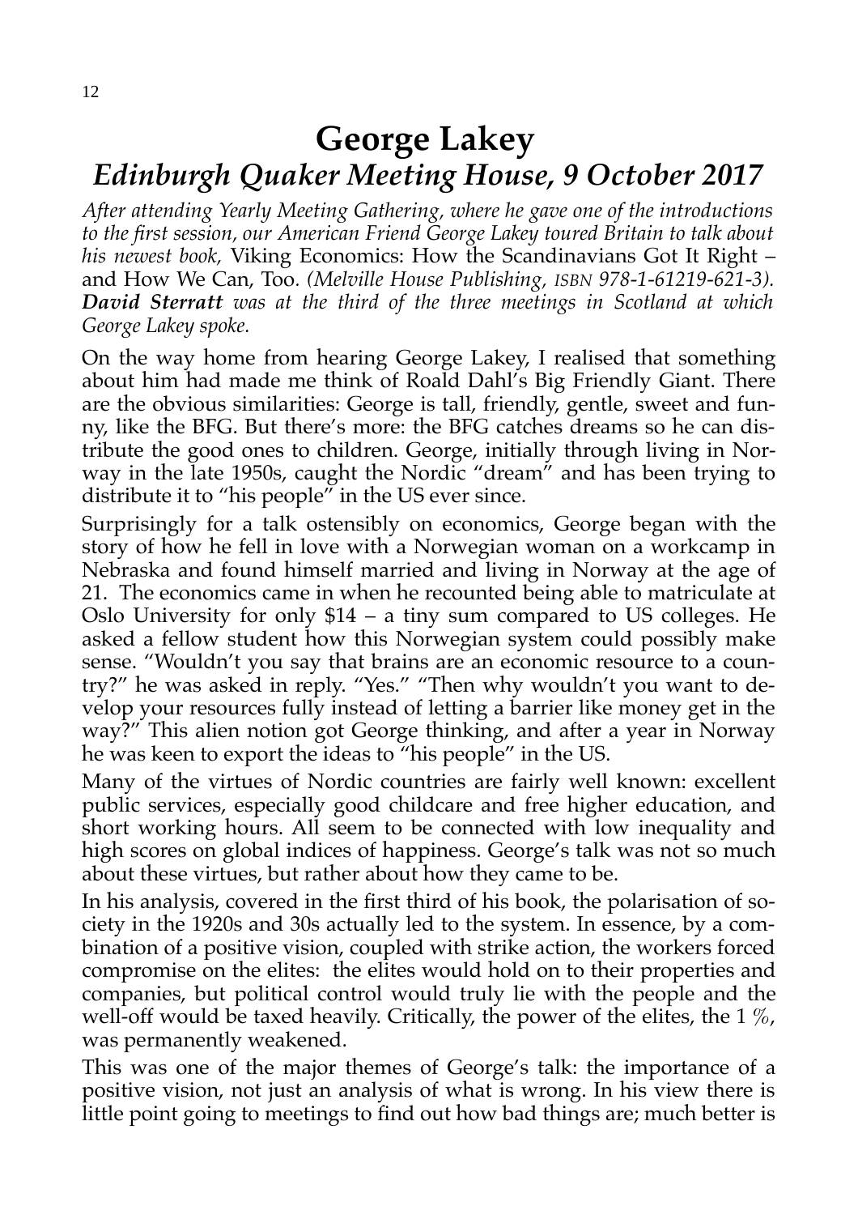# George Lakey

## *Edinburgh Quaker Meeting House, 9 October 2017*

*After attending Yearly Meeting Gathering, where he gave one of the introductions to the first session, our American Friend George Lakey toured Britain to talk about his newest book,* Viking Economics: How the Scandinavians Got It Right – and How We Can, Too. *(Melville House Publishing, ISBN 978-1-61219-621-3).* ***David Sterratt*** *was at the third of the three meetings in Scotland at which George Lakey spoke.*

On the way home from hearing George Lakey, I realised that something about him had made me think of Roald Dahl's Big Friendly Giant. There are the obvious similarities: George is tall, friendly, gentle, sweet and funny, like the BFG. But there's more: the BFG catches dreams so he can distribute the good ones to children. George, initially through living in Norway in the late 1950s, caught the Nordic "dream" and has been trying to distribute it to "his people" in the US ever since.

Surprisingly for a talk ostensibly on economics, George began with the story of how he fell in love with a Norwegian woman on a workcamp in Nebraska and found himself married and living in Norway at the age of 21. The economics came in when he recounted being able to matriculate at Oslo University for only $14 – a tiny sum compared to US colleges. He asked a fellow student how this Norwegian system could possibly make sense. "Wouldn't you say that brains are an economic resource to a country?" he was asked in reply. "Yes." "Then why wouldn't you want to develop your resources fully instead of letting a barrier like money get in the way?" This alien notion got George thinking, and after a year in Norway he was keen to export the ideas to "his people" in the US.

Many of the virtues of Nordic countries are fairly well known: excellent public services, especially good childcare and free higher education, and short working hours. All seem to be connected with low inequality and high scores on global indices of happiness. George's talk was not so much about these virtues, but rather about how they came to be.

In his analysis, covered in the first third of his book, the polarisation of society in the 1920s and 30s actually led to the system. In essence, by a combination of a positive vision, coupled with strike action, the workers forced compromise on the elites: the elites would hold on to their properties and companies, but political control would truly lie with the people and the well-off would be taxed heavily. Critically, the power of the elites, the 1 %, was permanently weakened.

This was one of the major themes of George's talk: the importance of a positive vision, not just an analysis of what is wrong. In his view there is little point going to meetings to find out how bad things are; much better is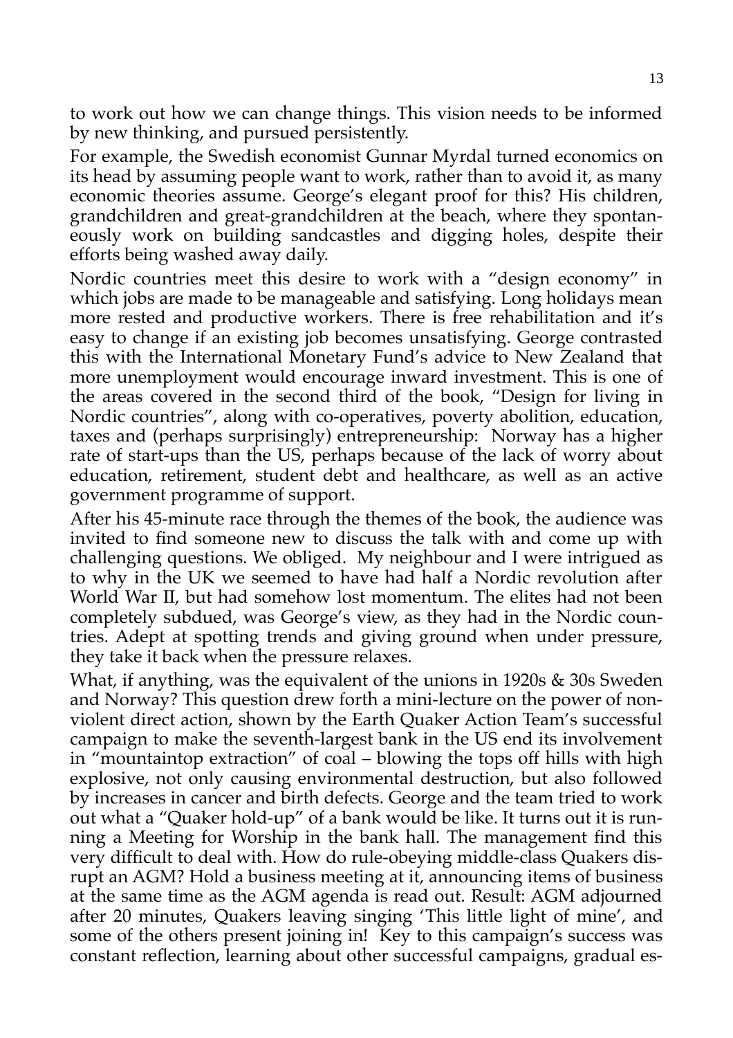to work out how we can change things. This vision needs to be informed by new thinking, and pursued persistently.

For example, the Swedish economist Gunnar Myrdal turned economics on its head by assuming people want to work, rather than to avoid it, as many economic theories assume. George's elegant proof for this? His children, grandchildren and great-grandchildren at the beach, where they spontaneously work on building sandcastles and digging holes, despite their efforts being washed away daily.

Nordic countries meet this desire to work with a "design economy" in which jobs are made to be manageable and satisfying. Long holidays mean more rested and productive workers. There is free rehabilitation and it's easy to change if an existing job becomes unsatisfying. George contrasted this with the International Monetary Fund's advice to New Zealand that more unemployment would encourage inward investment. This is one of the areas covered in the second third of the book, "Design for living in Nordic countries", along with co-operatives, poverty abolition, education, taxes and (perhaps surprisingly) entrepreneurship: Norway has a higher rate of start-ups than the US, perhaps because of the lack of worry about education, retirement, student debt and healthcare, as well as an active government programme of support.

After his 45-minute race through the themes of the book, the audience was invited to find someone new to discuss the talk with and come up with challenging questions. We obliged. My neighbour and I were intrigued as to why in the UK we seemed to have had half a Nordic revolution after World War II, but had somehow lost momentum. The elites had not been completely subdued, was George's view, as they had in the Nordic countries. Adept at spotting trends and giving ground when under pressure, they take it back when the pressure relaxes.

What, if anything, was the equivalent of the unions in 1920s & 30s Sweden and Norway? This question drew forth a mini-lecture on the power of nonviolent direct action, shown by the Earth Quaker Action Team's successful campaign to make the seventh-largest bank in the US end its involvement in "mountaintop extraction" of coal – blowing the tops off hills with high explosive, not only causing environmental destruction, but also followed by increases in cancer and birth defects. George and the team tried to work out what a "Quaker hold-up" of a bank would be like. It turns out it is running a Meeting for Worship in the bank hall. The management find this very difficult to deal with. How do rule-obeying middle-class Quakers disrupt an AGM? Hold a business meeting at it, announcing items of business at the same time as the AGM agenda is read out. Result: AGM adjourned after 20 minutes, Quakers leaving singing 'This little light of mine', and some of the others present joining in! Key to this campaign's success was constant reflection, learning about other successful campaigns, gradual es-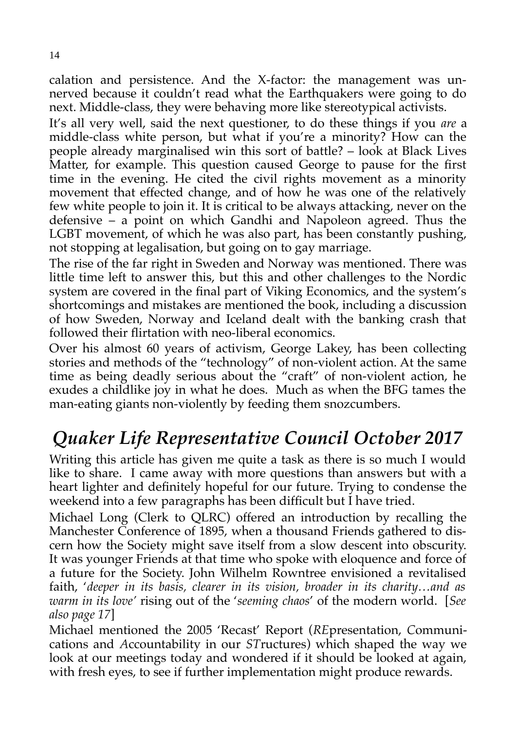calation and persistence. And the X-factor: the management was unnerved because it couldn't read what the Earthquakers were going to do next. Middle-class, they were behaving more like stereotypical activists.

It's all very well, said the next questioner, to do these things if you *are* a middle-class white person, but what if you're a minority? How can the people already marginalised win this sort of battle? – look at Black Lives Matter, for example. This question caused George to pause for the first time in the evening. He cited the civil rights movement as a minority movement that effected change, and of how he was one of the relatively few white people to join it. It is critical to be always attacking, never on the defensive – a point on which Gandhi and Napoleon agreed. Thus the LGBT movement, of which he was also part, has been constantly pushing, not stopping at legalisation, but going on to gay marriage.

The rise of the far right in Sweden and Norway was mentioned. There was little time left to answer this, but this and other challenges to the Nordic system are covered in the final part of Viking Economics, and the system's shortcomings and mistakes are mentioned the book, including a discussion of how Sweden, Norway and Iceland dealt with the banking crash that followed their flirtation with neo-liberal economics.

Over his almost 60 years of activism, George Lakey, has been collecting stories and methods of the "technology" of non-violent action. At the same time as being deadly serious about the "craft" of non-violent action, he exudes a childlike joy in what he does. Much as when the BFG tames the man-eating giants non-violently by feeding them snozcumbers.

## *Quaker Life Representative Council October 2017*

Writing this article has given me quite a task as there is so much I would like to share. I came away with more questions than answers but with a heart lighter and definitely hopeful for our future. Trying to condense the weekend into a few paragraphs has been difficult but I have tried.

Michael Long (Clerk to QLRC) offered an introduction by recalling the Manchester Conference of 1895, when a thousand Friends gathered to discern how the Society might save itself from a slow descent into obscurity. It was younger Friends at that time who spoke with eloquence and force of a future for the Society. John Wilhelm Rowntree envisioned a revitalised faith, '*deeper in its basis, clearer in its vision, broader in its charity…and as warm in its love*' rising out of the '*seeming chaos*' of the modern world. [*See also page 17*]

Michael mentioned the 2005 'Recast' Report (*RE*presentation, *C*ommunications and *A*ccountability in our *ST*ructures) which shaped the way we look at our meetings today and wondered if it should be looked at again, with fresh eyes, to see if further implementation might produce rewards.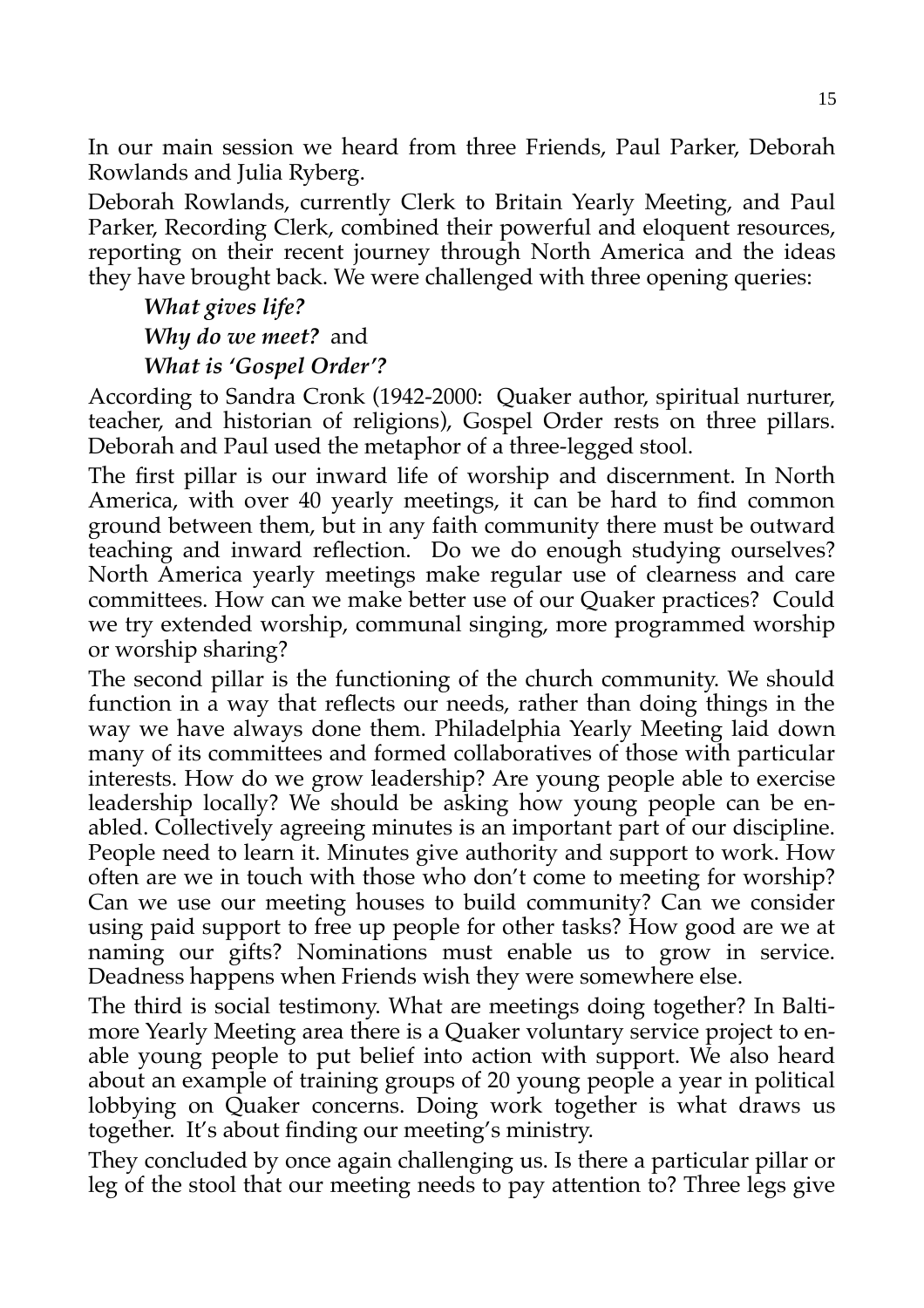In our main session we heard from three Friends, Paul Parker, Deborah Rowlands and Julia Ryberg.

Deborah Rowlands, currently Clerk to Britain Yearly Meeting, and Paul Parker, Recording Clerk, combined their powerful and eloquent resources, reporting on their recent journey through North America and the ideas they have brought back. We were challenged with three opening queries:

> ***What gives life?***
>
> ***Why do we meet?*** and
>
> ***What is 'Gospel Order'?***

According to Sandra Cronk (1942-2000: Quaker author, spiritual nurturer, teacher, and historian of religions), Gospel Order rests on three pillars. Deborah and Paul used the metaphor of a three-legged stool.

The first pillar is our inward life of worship and discernment. In North America, with over 40 yearly meetings, it can be hard to find common ground between them, but in any faith community there must be outward teaching and inward reflection. Do we do enough studying ourselves? North America yearly meetings make regular use of clearness and care committees. How can we make better use of our Quaker practices? Could we try extended worship, communal singing, more programmed worship or worship sharing?

The second pillar is the functioning of the church community. We should function in a way that reflects our needs, rather than doing things in the way we have always done them. Philadelphia Yearly Meeting laid down many of its committees and formed collaboratives of those with particular interests. How do we grow leadership? Are young people able to exercise leadership locally? We should be asking how young people can be enabled. Collectively agreeing minutes is an important part of our discipline. People need to learn it. Minutes give authority and support to work. How often are we in touch with those who don't come to meeting for worship? Can we use our meeting houses to build community? Can we consider using paid support to free up people for other tasks? How good are we at naming our gifts? Nominations must enable us to grow in service. Deadness happens when Friends wish they were somewhere else.

The third is social testimony. What are meetings doing together? In Baltimore Yearly Meeting area there is a Quaker voluntary service project to enable young people to put belief into action with support. We also heard about an example of training groups of 20 young people a year in political lobbying on Quaker concerns. Doing work together is what draws us together. It's about finding our meeting's ministry.

They concluded by once again challenging us. Is there a particular pillar or leg of the stool that our meeting needs to pay attention to? Three legs give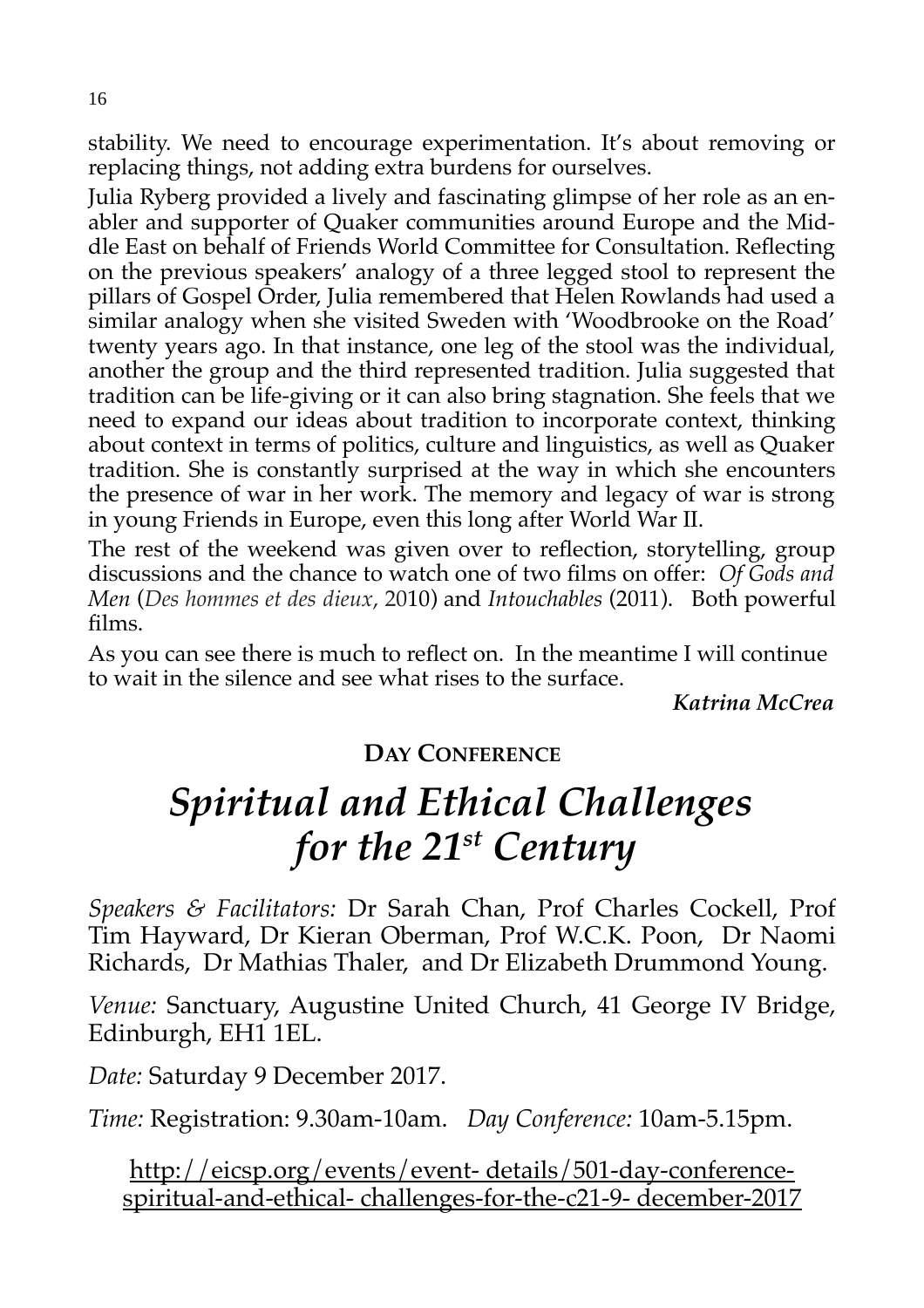stability. We need to encourage experimentation. It's about removing or replacing things, not adding extra burdens for ourselves.

Julia Ryberg provided a lively and fascinating glimpse of her role as an enabler and supporter of Quaker communities around Europe and the Middle East on behalf of Friends World Committee for Consultation. Reflecting on the previous speakers' analogy of a three legged stool to represent the pillars of Gospel Order, Julia remembered that Helen Rowlands had used a similar analogy when she visited Sweden with 'Woodbrooke on the Road' twenty years ago. In that instance, one leg of the stool was the individual, another the group and the third represented tradition. Julia suggested that tradition can be life-giving or it can also bring stagnation. She feels that we need to expand our ideas about tradition to incorporate context, thinking about context in terms of politics, culture and linguistics, as well as Quaker tradition. She is constantly surprised at the way in which she encounters the presence of war in her work. The memory and legacy of war is strong in young Friends in Europe, even this long after World War II.

The rest of the weekend was given over to reflection, storytelling, group discussions and the chance to watch one of two films on offer: *Of Gods and Men* (*Des hommes et des dieux*, 2010) and *Intouchables* (2011). Both powerful films.

As you can see there is much to reflect on. In the meantime I will continue to wait in the silence and see what rises to the surface.

***Katrina McCrea***

## DAY CONFERENCE

# *Spiritual and Ethical Challenges for the 21st Century*

*Speakers & Facilitators:* Dr Sarah Chan, Prof Charles Cockell, Prof Tim Hayward, Dr Kieran Oberman, Prof W.C.K. Poon, Dr Naomi Richards, Dr Mathias Thaler, and Dr Elizabeth Drummond Young.

*Venue:* Sanctuary, Augustine United Church, 41 George IV Bridge, Edinburgh, EH1 1EL.

*Date:* Saturday 9 December 2017.

*Time:* Registration: 9.30am-10am. *Day Conference:* 10am-5.15pm.

http://eicsp.org/events/event- details/501-day-conference-spiritual-and-ethical- challenges-for-the-c21-9- december-2017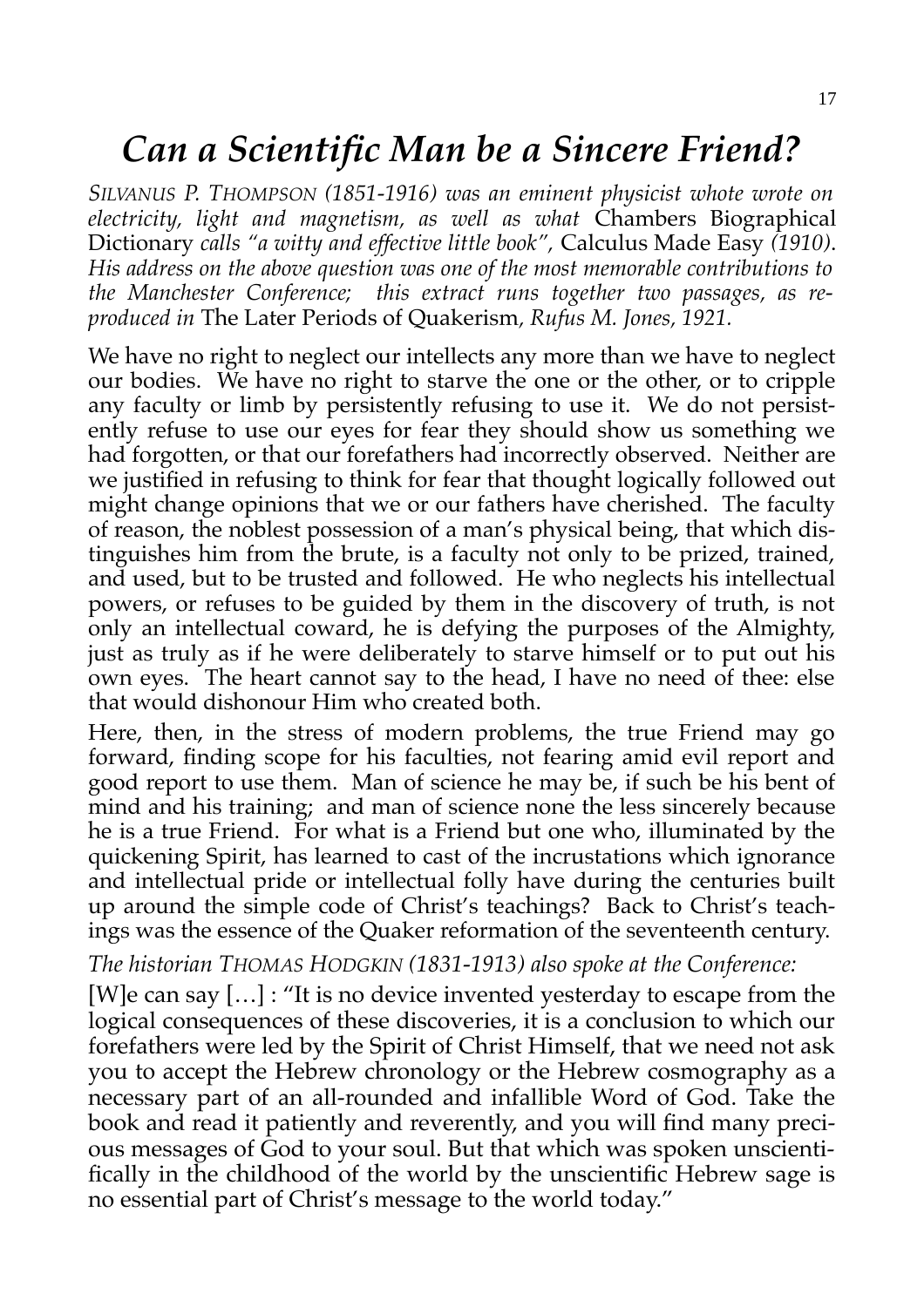# *Can a Scientific Man be a Sincere Friend?*

*SILVANUS P. THOMPSON (1851-1916) was an eminent physicist whote wrote on electricity, light and magnetism, as well as what* Chambers Biographical Dictionary *calls "a witty and effective little book",* Calculus Made Easy *(1910). His address on the above question was one of the most memorable contributions to the Manchester Conference; this extract runs together two passages, as reproduced in* The Later Periods of Quakerism*, Rufus M. Jones, 1921.*

We have no right to neglect our intellects any more than we have to neglect our bodies. We have no right to starve the one or the other, or to cripple any faculty or limb by persistently refusing to use it. We do not persistently refuse to use our eyes for fear they should show us something we had forgotten, or that our forefathers had incorrectly observed. Neither are we justified in refusing to think for fear that thought logically followed out might change opinions that we or our fathers have cherished. The faculty of reason, the noblest possession of a man's physical being, that which distinguishes him from the brute, is a faculty not only to be prized, trained, and used, but to be trusted and followed. He who neglects his intellectual powers, or refuses to be guided by them in the discovery of truth, is not only an intellectual coward, he is defying the purposes of the Almighty, just as truly as if he were deliberately to starve himself or to put out his own eyes. The heart cannot say to the head, I have no need of thee: else that would dishonour Him who created both.

Here, then, in the stress of modern problems, the true Friend may go forward, finding scope for his faculties, not fearing amid evil report and good report to use them. Man of science he may be, if such be his bent of mind and his training; and man of science none the less sincerely because he is a true Friend. For what is a Friend but one who, illuminated by the quickening Spirit, has learned to cast of the incrustations which ignorance and intellectual pride or intellectual folly have during the centuries built up around the simple code of Christ's teachings? Back to Christ's teachings was the essence of the Quaker reformation of the seventeenth century.

*The historian THOMAS HODGKIN (1831-1913) also spoke at the Conference:*

[W]e can say […] : "It is no device invented yesterday to escape from the logical consequences of these discoveries, it is a conclusion to which our forefathers were led by the Spirit of Christ Himself, that we need not ask you to accept the Hebrew chronology or the Hebrew cosmography as a necessary part of an all-rounded and infallible Word of God. Take the book and read it patiently and reverently, and you will find many precious messages of God to your soul. But that which was spoken unscientifically in the childhood of the world by the unscientific Hebrew sage is no essential part of Christ's message to the world today."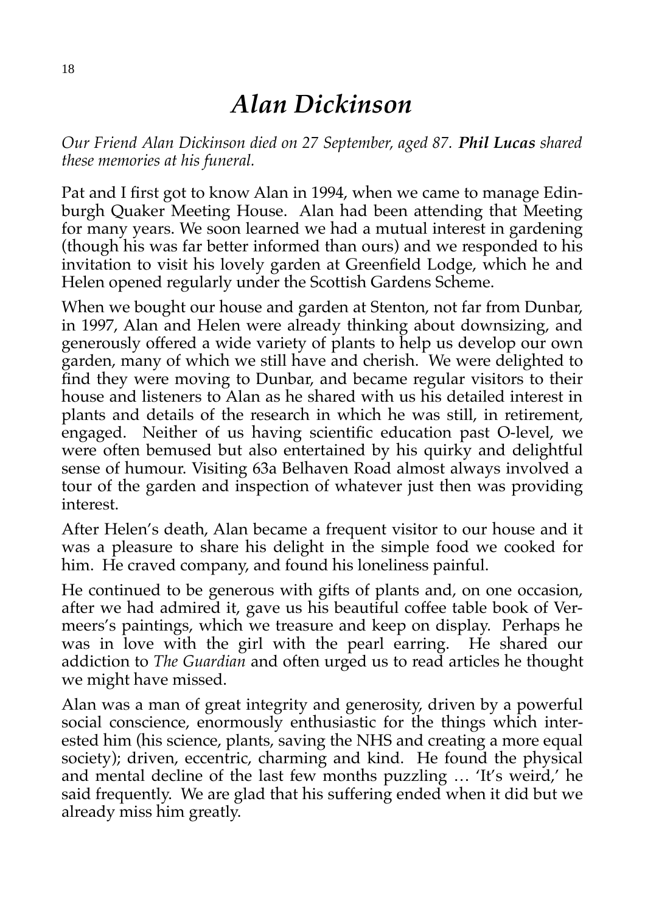# *Alan Dickinson*

*Our Friend Alan Dickinson died on 27 September, aged 87.* ***Phil Lucas*** *shared these memories at his funeral.*

Pat and I first got to know Alan in 1994, when we came to manage Edinburgh Quaker Meeting House. Alan had been attending that Meeting for many years. We soon learned we had a mutual interest in gardening (though his was far better informed than ours) and we responded to his invitation to visit his lovely garden at Greenfield Lodge, which he and Helen opened regularly under the Scottish Gardens Scheme.

When we bought our house and garden at Stenton, not far from Dunbar, in 1997, Alan and Helen were already thinking about downsizing, and generously offered a wide variety of plants to help us develop our own garden, many of which we still have and cherish. We were delighted to find they were moving to Dunbar, and became regular visitors to their house and listeners to Alan as he shared with us his detailed interest in plants and details of the research in which he was still, in retirement, engaged. Neither of us having scientific education past O-level, we were often bemused but also entertained by his quirky and delightful sense of humour. Visiting 63a Belhaven Road almost always involved a tour of the garden and inspection of whatever just then was providing interest.

After Helen's death, Alan became a frequent visitor to our house and it was a pleasure to share his delight in the simple food we cooked for him. He craved company, and found his loneliness painful.

He continued to be generous with gifts of plants and, on one occasion, after we had admired it, gave us his beautiful coffee table book of Vermeers's paintings, which we treasure and keep on display. Perhaps he was in love with the girl with the pearl earring. He shared our addiction to *The Guardian* and often urged us to read articles he thought we might have missed.

Alan was a man of great integrity and generosity, driven by a powerful social conscience, enormously enthusiastic for the things which interested him (his science, plants, saving the NHS and creating a more equal society); driven, eccentric, charming and kind. He found the physical and mental decline of the last few months puzzling … 'It's weird,' he said frequently. We are glad that his suffering ended when it did but we already miss him greatly.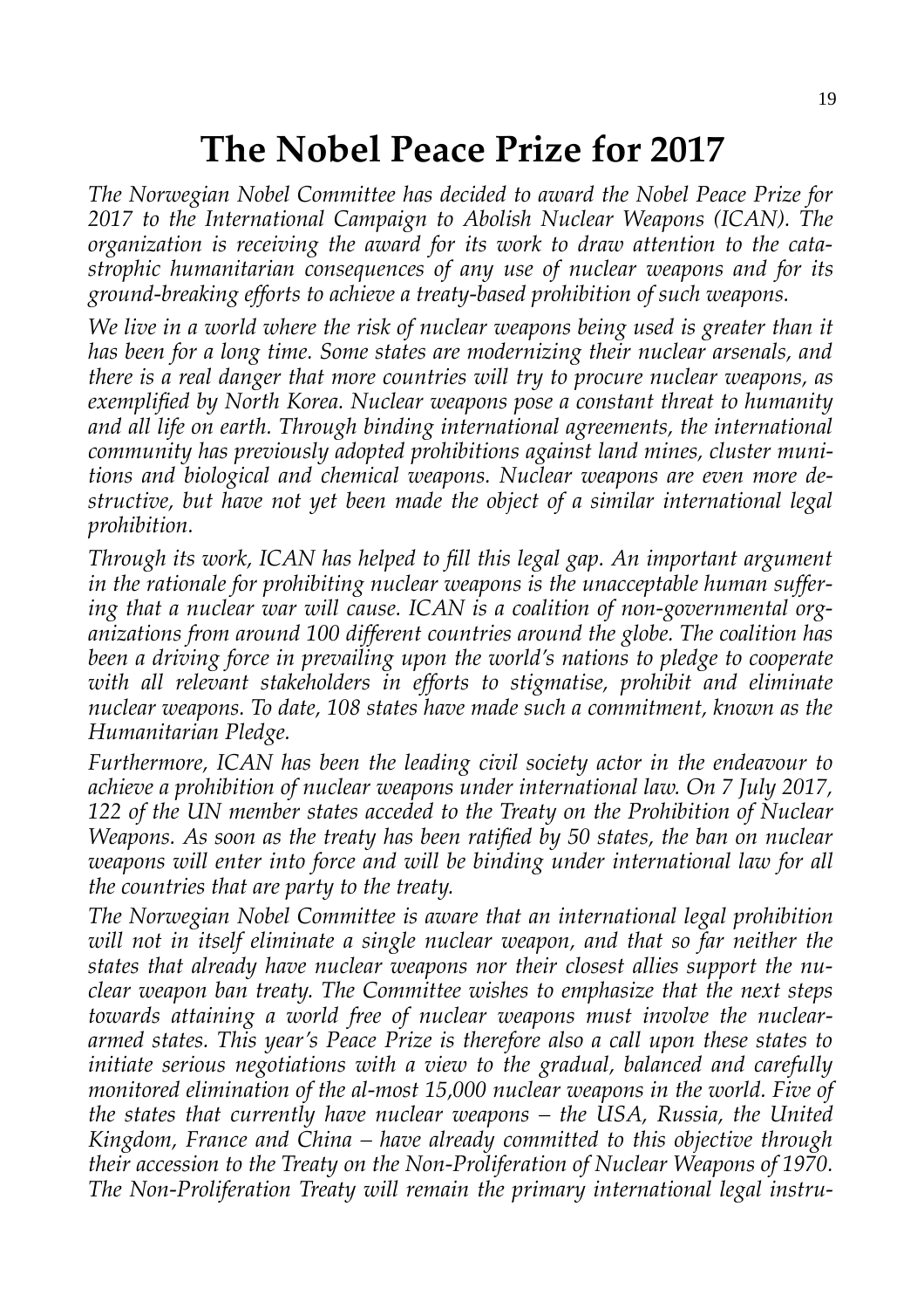# The Nobel Peace Prize for 2017

*The Norwegian Nobel Committee has decided to award the Nobel Peace Prize for 2017 to the International Campaign to Abolish Nuclear Weapons (ICAN). The organization is receiving the award for its work to draw attention to the catastrophic humanitarian consequences of any use of nuclear weapons and for its ground-breaking efforts to achieve a treaty-based prohibition of such weapons.*

*We live in a world where the risk of nuclear weapons being used is greater than it has been for a long time. Some states are modernizing their nuclear arsenals, and there is a real danger that more countries will try to procure nuclear weapons, as exemplified by North Korea. Nuclear weapons pose a constant threat to humanity and all life on earth. Through binding international agreements, the international community has previously adopted prohibitions against land mines, cluster munitions and biological and chemical weapons. Nuclear weapons are even more destructive, but have not yet been made the object of a similar international legal prohibition.*

*Through its work, ICAN has helped to fill this legal gap. An important argument in the rationale for prohibiting nuclear weapons is the unacceptable human suffering that a nuclear war will cause. ICAN is a coalition of non-governmental organizations from around 100 different countries around the globe. The coalition has been a driving force in prevailing upon the world's nations to pledge to cooperate with all relevant stakeholders in efforts to stigmatise, prohibit and eliminate nuclear weapons. To date, 108 states have made such a commitment, known as the Humanitarian Pledge.*

*Furthermore, ICAN has been the leading civil society actor in the endeavour to achieve a prohibition of nuclear weapons under international law. On 7 July 2017, 122 of the UN member states acceded to the Treaty on the Prohibition of Nuclear Weapons. As soon as the treaty has been ratified by 50 states, the ban on nuclear weapons will enter into force and will be binding under international law for all the countries that are party to the treaty.*

*The Norwegian Nobel Committee is aware that an international legal prohibition will not in itself eliminate a single nuclear weapon, and that so far neither the states that already have nuclear weapons nor their closest allies support the nuclear weapon ban treaty. The Committee wishes to emphasize that the next steps towards attaining a world free of nuclear weapons must involve the nuclear-armed states. This year's Peace Prize is therefore also a call upon these states to initiate serious negotiations with a view to the gradual, balanced and carefully monitored elimination of the al-most 15,000 nuclear weapons in the world. Five of the states that currently have nuclear weapons – the USA, Russia, the United Kingdom, France and China – have already committed to this objective through their accession to the Treaty on the Non-Proliferation of Nuclear Weapons of 1970. The Non-Proliferation Treaty will remain the primary international legal instru-*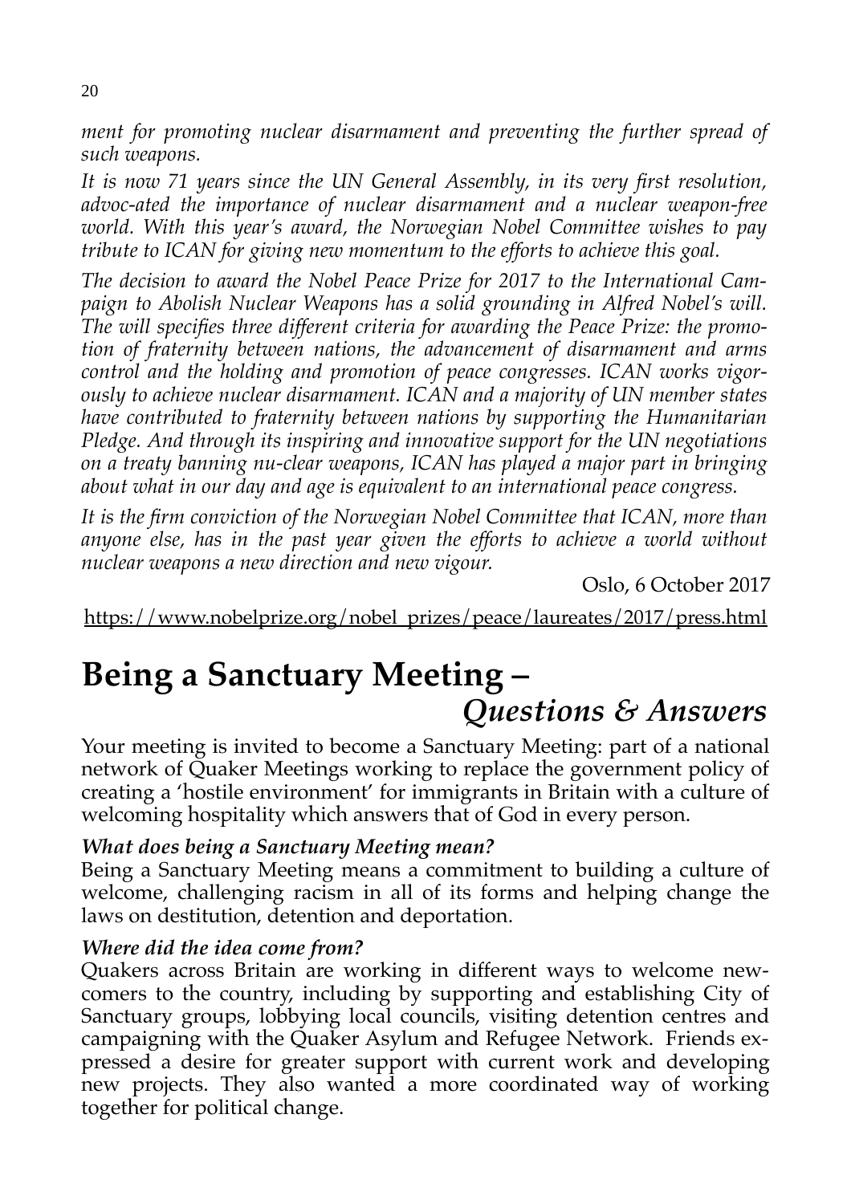*ment for promoting nuclear disarmament and preventing the further spread of such weapons.*

*It is now 71 years since the UN General Assembly, in its very first resolution, advoc-ated the importance of nuclear disarmament and a nuclear weapon-free world. With this year's award, the Norwegian Nobel Committee wishes to pay tribute to ICAN for giving new momentum to the efforts to achieve this goal.*

*The decision to award the Nobel Peace Prize for 2017 to the International Campaign to Abolish Nuclear Weapons has a solid grounding in Alfred Nobel's will. The will specifies three different criteria for awarding the Peace Prize: the promotion of fraternity between nations, the advancement of disarmament and arms control and the holding and promotion of peace congresses. ICAN works vigorously to achieve nuclear disarmament. ICAN and a majority of UN member states have contributed to fraternity between nations by supporting the Humanitarian Pledge. And through its inspiring and innovative support for the UN negotiations on a treaty banning nu-clear weapons, ICAN has played a major part in bringing about what in our day and age is equivalent to an international peace congress.*

*It is the firm conviction of the Norwegian Nobel Committee that ICAN, more than anyone else, has in the past year given the efforts to achieve a world without nuclear weapons a new direction and new vigour.*

Oslo, 6 October 2017

https://www.nobelprize.org/nobel_prizes/peace/laureates/2017/press.html

# Being a Sanctuary Meeting – *Questions & Answers*

Your meeting is invited to become a Sanctuary Meeting: part of a national network of Quaker Meetings working to replace the government policy of creating a 'hostile environment' for immigrants in Britain with a culture of welcoming hospitality which answers that of God in every person.

***What does being a Sanctuary Meeting mean?***

Being a Sanctuary Meeting means a commitment to building a culture of welcome, challenging racism in all of its forms and helping change the laws on destitution, detention and deportation.

***Where did the idea come from?***

Quakers across Britain are working in different ways to welcome newcomers to the country, including by supporting and establishing City of Sanctuary groups, lobbying local councils, visiting detention centres and campaigning with the Quaker Asylum and Refugee Network. Friends expressed a desire for greater support with current work and developing new projects. They also wanted a more coordinated way of working together for political change.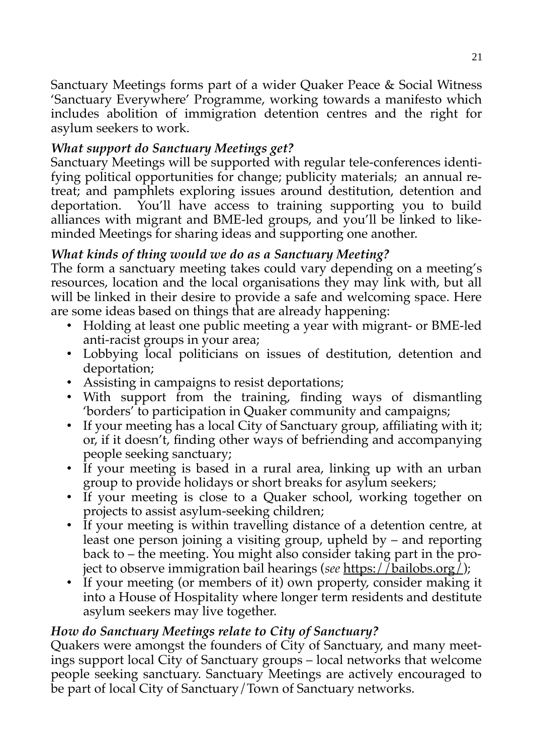Sanctuary Meetings forms part of a wider Quaker Peace & Social Witness 'Sanctuary Everywhere' Programme, working towards a manifesto which includes abolition of immigration detention centres and the right for asylum seekers to work.

***What support do Sanctuary Meetings get?***

Sanctuary Meetings will be supported with regular tele-conferences identifying political opportunities for change; publicity materials; an annual retreat; and pamphlets exploring issues around destitution, detention and deportation. You'll have access to training supporting you to build alliances with migrant and BME-led groups, and you'll be linked to like-minded Meetings for sharing ideas and supporting one another.

***What kinds of thing would we do as a Sanctuary Meeting?***

The form a sanctuary meeting takes could vary depending on a meeting's resources, location and the local organisations they may link with, but all will be linked in their desire to provide a safe and welcoming space. Here are some ideas based on things that are already happening:

- Holding at least one public meeting a year with migrant- or BME-led anti-racist groups in your area;
- Lobbying local politicians on issues of destitution, detention and deportation;
- Assisting in campaigns to resist deportations;
- With support from the training, finding ways of dismantling 'borders' to participation in Quaker community and campaigns;
- If your meeting has a local City of Sanctuary group, affiliating with it; or, if it doesn't, finding other ways of befriending and accompanying people seeking sanctuary;
- If your meeting is based in a rural area, linking up with an urban group to provide holidays or short breaks for asylum seekers;
- If your meeting is close to a Quaker school, working together on projects to assist asylum-seeking children;
- If your meeting is within travelling distance of a detention centre, at least one person joining a visiting group, upheld by – and reporting back to – the meeting. You might also consider taking part in the project to observe immigration bail hearings (*see* https://bailobs.org/);
- If your meeting (or members of it) own property, consider making it into a House of Hospitality where longer term residents and destitute asylum seekers may live together.

***How do Sanctuary Meetings relate to City of Sanctuary?***

Quakers were amongst the founders of City of Sanctuary, and many meetings support local City of Sanctuary groups – local networks that welcome people seeking sanctuary. Sanctuary Meetings are actively encouraged to be part of local City of Sanctuary/Town of Sanctuary networks.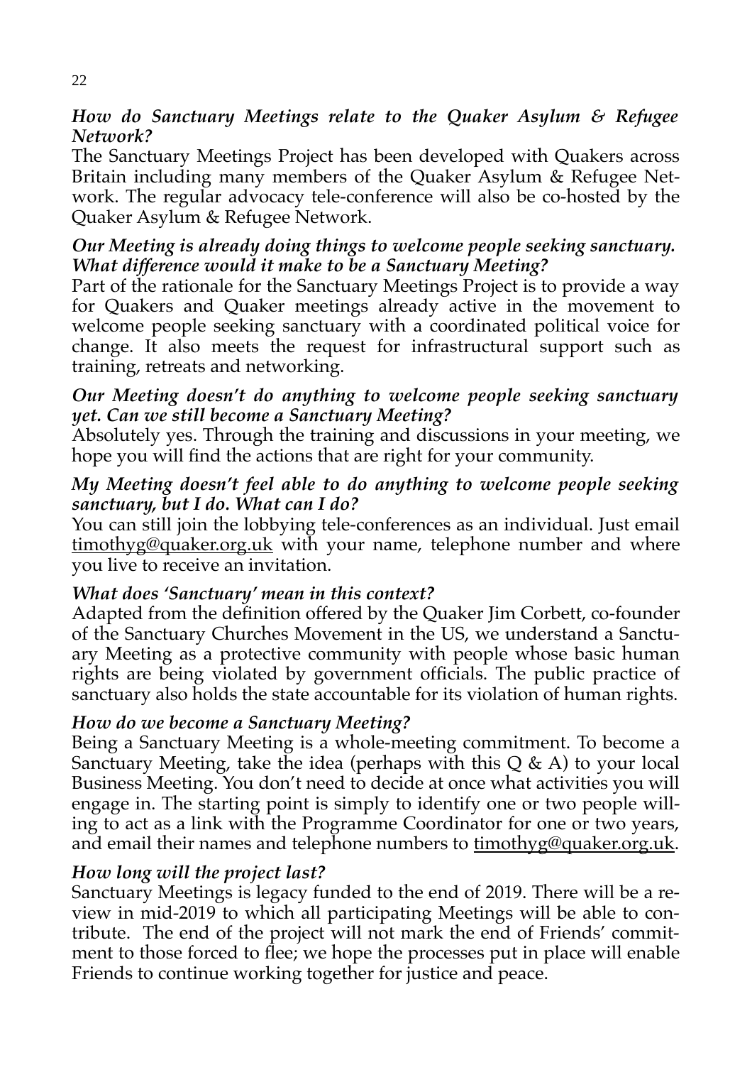***How do Sanctuary Meetings relate to the Quaker Asylum & Refugee Network?***

The Sanctuary Meetings Project has been developed with Quakers across Britain including many members of the Quaker Asylum & Refugee Network. The regular advocacy tele-conference will also be co-hosted by the Quaker Asylum & Refugee Network.

***Our Meeting is already doing things to welcome people seeking sanctuary. What difference would it make to be a Sanctuary Meeting?***

Part of the rationale for the Sanctuary Meetings Project is to provide a way for Quakers and Quaker meetings already active in the movement to welcome people seeking sanctuary with a coordinated political voice for change. It also meets the request for infrastructural support such as training, retreats and networking.

***Our Meeting doesn't do anything to welcome people seeking sanctuary yet. Can we still become a Sanctuary Meeting?***

Absolutely yes. Through the training and discussions in your meeting, we hope you will find the actions that are right for your community.

***My Meeting doesn't feel able to do anything to welcome people seeking sanctuary, but I do. What can I do?***

You can still join the lobbying tele-conferences as an individual. Just email timothyg@quaker.org.uk with your name, telephone number and where you live to receive an invitation.

***What does 'Sanctuary' mean in this context?***

Adapted from the definition offered by the Quaker Jim Corbett, co-founder of the Sanctuary Churches Movement in the US, we understand a Sanctuary Meeting as a protective community with people whose basic human rights are being violated by government officials. The public practice of sanctuary also holds the state accountable for its violation of human rights.

***How do we become a Sanctuary Meeting?***

Being a Sanctuary Meeting is a whole-meeting commitment. To become a Sanctuary Meeting, take the idea (perhaps with this Q & A) to your local Business Meeting. You don't need to decide at once what activities you will engage in. The starting point is simply to identify one or two people willing to act as a link with the Programme Coordinator for one or two years, and email their names and telephone numbers to timothyg@quaker.org.uk.

***How long will the project last?***

Sanctuary Meetings is legacy funded to the end of 2019. There will be a review in mid-2019 to which all participating Meetings will be able to contribute. The end of the project will not mark the end of Friends' commitment to those forced to flee; we hope the processes put in place will enable Friends to continue working together for justice and peace.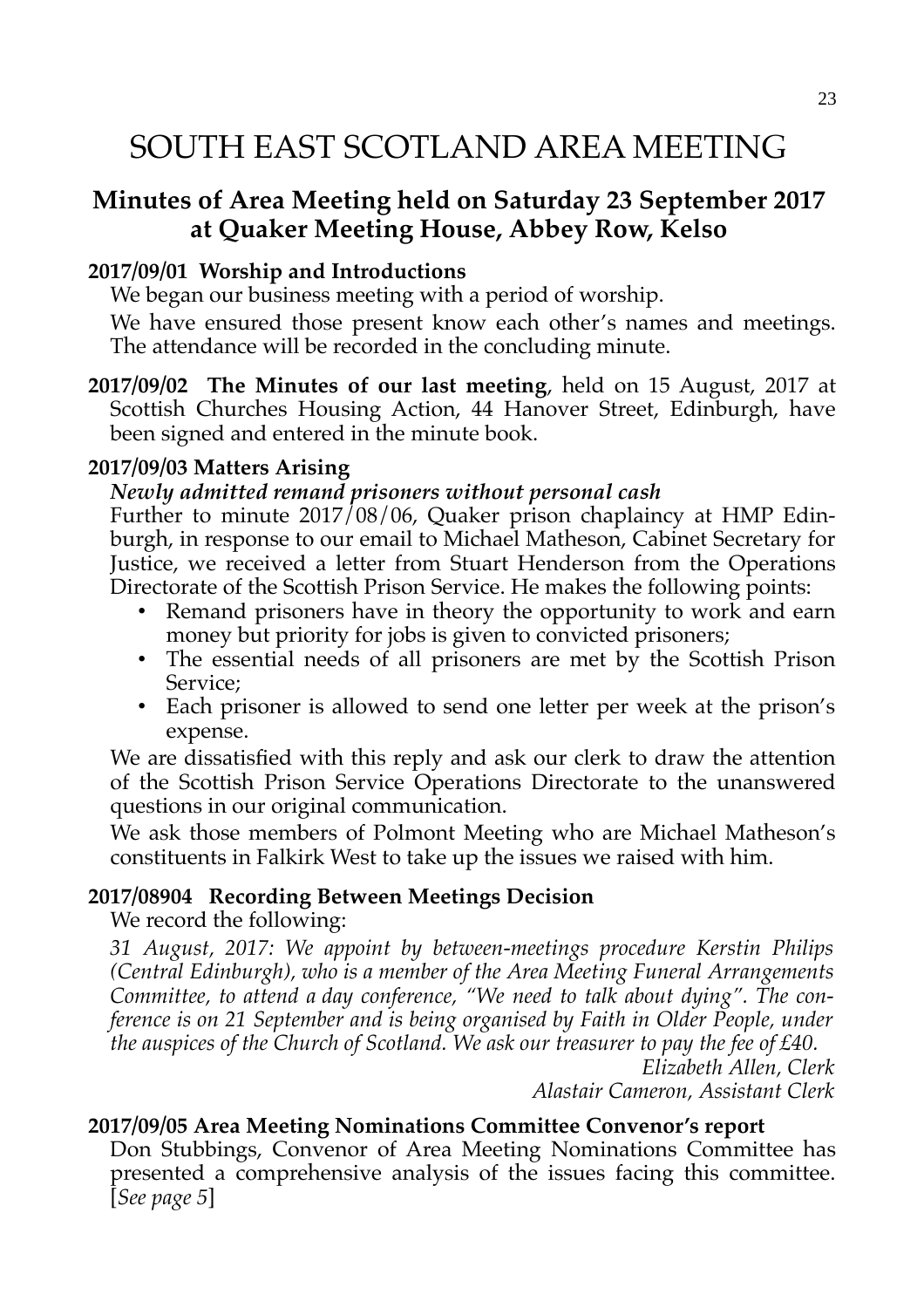# SOUTH EAST SCOTLAND AREA MEETING

## Minutes of Area Meeting held on Saturday 23 September 2017 at Quaker Meeting House, Abbey Row, Kelso

**2017/09/01 Worship and Introductions**

We began our business meeting with a period of worship.

We have ensured those present know each other's names and meetings. The attendance will be recorded in the concluding minute.

**2017/09/02 The Minutes of our last meeting**, held on 15 August, 2017 at Scottish Churches Housing Action, 44 Hanover Street, Edinburgh, have been signed and entered in the minute book.

**2017/09/03 Matters Arising**

***Newly admitted remand prisoners without personal cash***

Further to minute 2017/08/06, Quaker prison chaplaincy at HMP Edinburgh, in response to our email to Michael Matheson, Cabinet Secretary for Justice, we received a letter from Stuart Henderson from the Operations Directorate of the Scottish Prison Service. He makes the following points:

- Remand prisoners have in theory the opportunity to work and earn money but priority for jobs is given to convicted prisoners;
- The essential needs of all prisoners are met by the Scottish Prison Service;
- Each prisoner is allowed to send one letter per week at the prison's expense.

We are dissatisfied with this reply and ask our clerk to draw the attention of the Scottish Prison Service Operations Directorate to the unanswered questions in our original communication.

We ask those members of Polmont Meeting who are Michael Matheson's constituents in Falkirk West to take up the issues we raised with him.

**2017/08904 Recording Between Meetings Decision**

We record the following:

*31 August, 2017: We appoint by between-meetings procedure Kerstin Philips (Central Edinburgh), who is a member of the Area Meeting Funeral Arrangements Committee, to attend a day conference, "We need to talk about dying". The conference is on 21 September and is being organised by Faith in Older People, under the auspices of the Church of Scotland. We ask our treasurer to pay the fee of £40.*

*Elizabeth Allen, Clerk*
*Alastair Cameron, Assistant Clerk*

**2017/09/05 Area Meeting Nominations Committee Convenor's report**

Don Stubbings, Convenor of Area Meeting Nominations Committee has presented a comprehensive analysis of the issues facing this committee. [*See page 5*]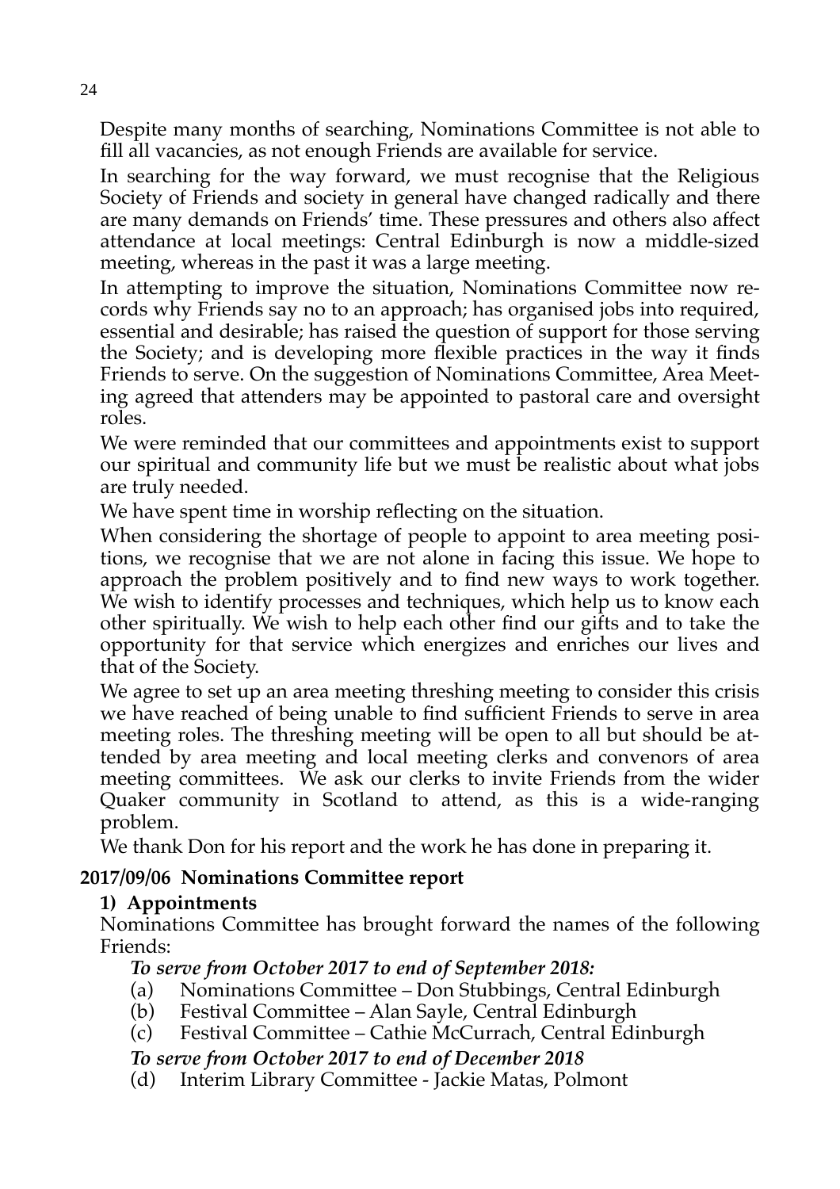Despite many months of searching, Nominations Committee is not able to fill all vacancies, as not enough Friends are available for service.

In searching for the way forward, we must recognise that the Religious Society of Friends and society in general have changed radically and there are many demands on Friends' time. These pressures and others also affect attendance at local meetings: Central Edinburgh is now a middle-sized meeting, whereas in the past it was a large meeting.

In attempting to improve the situation, Nominations Committee now records why Friends say no to an approach; has organised jobs into required, essential and desirable; has raised the question of support for those serving the Society; and is developing more flexible practices in the way it finds Friends to serve. On the suggestion of Nominations Committee, Area Meeting agreed that attenders may be appointed to pastoral care and oversight roles.

We were reminded that our committees and appointments exist to support our spiritual and community life but we must be realistic about what jobs are truly needed.

We have spent time in worship reflecting on the situation.

When considering the shortage of people to appoint to area meeting positions, we recognise that we are not alone in facing this issue. We hope to approach the problem positively and to find new ways to work together. We wish to identify processes and techniques, which help us to know each other spiritually. We wish to help each other find our gifts and to take the opportunity for that service which energizes and enriches our lives and that of the Society.

We agree to set up an area meeting threshing meeting to consider this crisis we have reached of being unable to find sufficient Friends to serve in area meeting roles. The threshing meeting will be open to all but should be attended by area meeting and local meeting clerks and convenors of area meeting committees. We ask our clerks to invite Friends from the wider Quaker community in Scotland to attend, as this is a wide-ranging problem.

We thank Don for his report and the work he has done in preparing it.

## 2017/09/06 Nominations Committee report

### 1) Appointments

Nominations Committee has brought forward the names of the following Friends:

***To serve from October 2017 to end of September 2018:***

(a) Nominations Committee – Don Stubbings, Central Edinburgh
(b) Festival Committee – Alan Sayle, Central Edinburgh
(c) Festival Committee – Cathie McCurrach, Central Edinburgh

***To serve from October 2017 to end of December 2018***

(d) Interim Library Committee - Jackie Matas, Polmont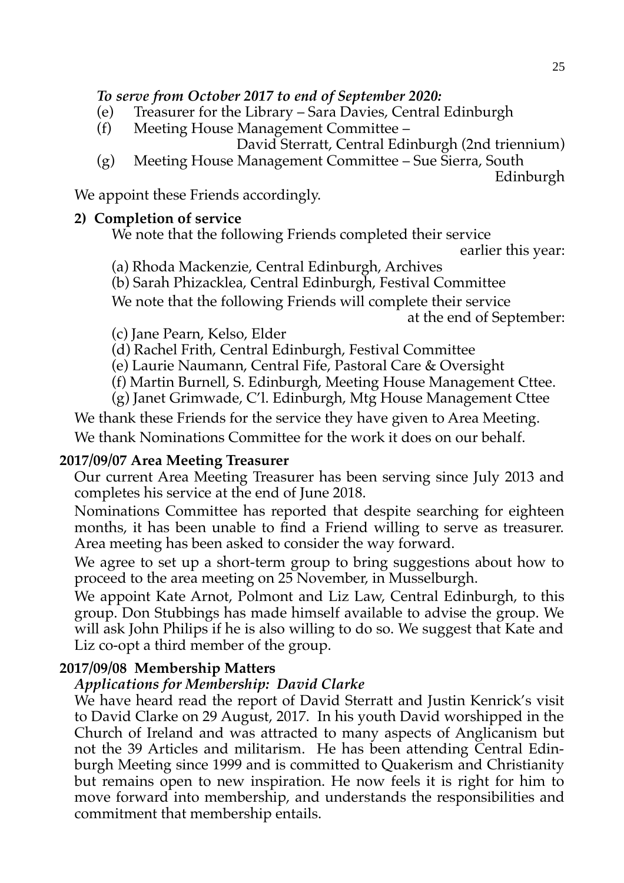***To serve from October 2017 to end of September 2020:***

(e) Treasurer for the Library – Sara Davies, Central Edinburgh

(f) Meeting House Management Committee – David Sterratt, Central Edinburgh (2nd triennium)

(g) Meeting House Management Committee – Sue Sierra, South Edinburgh

We appoint these Friends accordingly.

**2) Completion of service**

We note that the following Friends completed their service earlier this year:

(a) Rhoda Mackenzie, Central Edinburgh, Archives

(b) Sarah Phizacklea, Central Edinburgh, Festival Committee

We note that the following Friends will complete their service at the end of September:

(c) Jane Pearn, Kelso, Elder

(d) Rachel Frith, Central Edinburgh, Festival Committee

(e) Laurie Naumann, Central Fife, Pastoral Care & Oversight

(f) Martin Burnell, S. Edinburgh, Meeting House Management Cttee.

(g) Janet Grimwade, C'l. Edinburgh, Mtg House Management Cttee

We thank these Friends for the service they have given to Area Meeting.

We thank Nominations Committee for the work it does on our behalf.

**2017/09/07 Area Meeting Treasurer**

Our current Area Meeting Treasurer has been serving since July 2013 and completes his service at the end of June 2018.

Nominations Committee has reported that despite searching for eighteen months, it has been unable to find a Friend willing to serve as treasurer. Area meeting has been asked to consider the way forward.

We agree to set up a short-term group to bring suggestions about how to proceed to the area meeting on 25 November, in Musselburgh.

We appoint Kate Arnot, Polmont and Liz Law, Central Edinburgh, to this group. Don Stubbings has made himself available to advise the group. We will ask John Philips if he is also willing to do so. We suggest that Kate and Liz co-opt a third member of the group.

**2017/09/08 Membership Matters**

***Applications for Membership: David Clarke***

We have heard read the report of David Sterratt and Justin Kenrick's visit to David Clarke on 29 August, 2017. In his youth David worshipped in the Church of Ireland and was attracted to many aspects of Anglicanism but not the 39 Articles and militarism. He has been attending Central Edinburgh Meeting since 1999 and is committed to Quakerism and Christianity but remains open to new inspiration. He now feels it is right for him to move forward into membership, and understands the responsibilities and commitment that membership entails.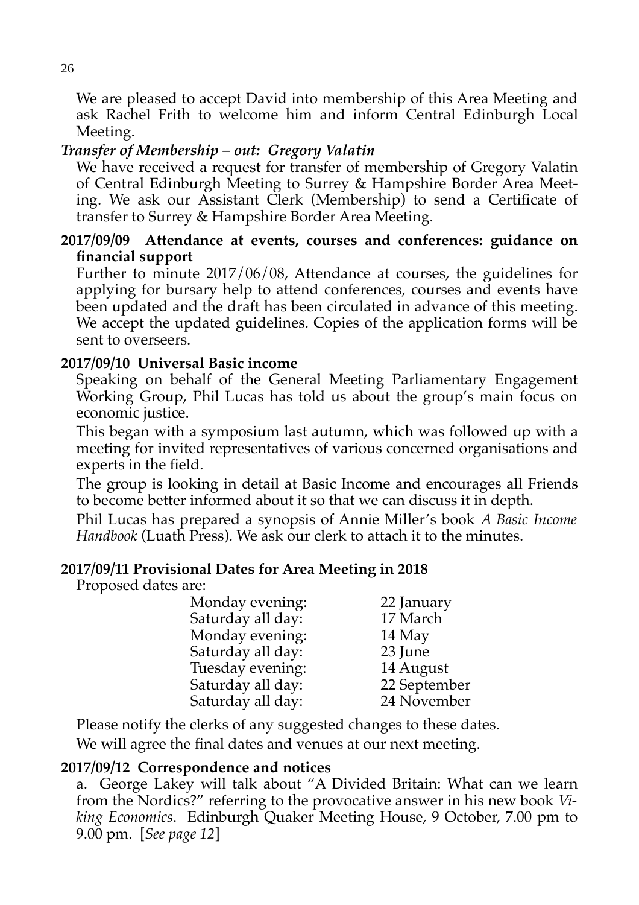We are pleased to accept David into membership of this Area Meeting and ask Rachel Frith to welcome him and inform Central Edinburgh Local Meeting.

***Transfer of Membership – out: Gregory Valatin***

We have received a request for transfer of membership of Gregory Valatin of Central Edinburgh Meeting to Surrey & Hampshire Border Area Meeting. We ask our Assistant Clerk (Membership) to send a Certificate of transfer to Surrey & Hampshire Border Area Meeting.

**2017/09/09 Attendance at events, courses and conferences: guidance on financial support**

Further to minute 2017/06/08, Attendance at courses, the guidelines for applying for bursary help to attend conferences, courses and events have been updated and the draft has been circulated in advance of this meeting. We accept the updated guidelines. Copies of the application forms will be sent to overseers.

**2017/09/10 Universal Basic income**

Speaking on behalf of the General Meeting Parliamentary Engagement Working Group, Phil Lucas has told us about the group's main focus on economic justice.

This began with a symposium last autumn, which was followed up with a meeting for invited representatives of various concerned organisations and experts in the field.

The group is looking in detail at Basic Income and encourages all Friends to become better informed about it so that we can discuss it in depth.

Phil Lucas has prepared a synopsis of Annie Miller's book *A Basic Income Handbook* (Luath Press). We ask our clerk to attach it to the minutes.

**2017/09/11 Provisional Dates for Area Meeting in 2018**

Proposed dates are:

| | |
|---|---|
| Monday evening: | 22 January |
| Saturday all day: | 17 March |
| Monday evening: | 14 May |
| Saturday all day: | 23 June |
| Tuesday evening: | 14 August |
| Saturday all day: | 22 September |
| Saturday all day: | 24 November |

Please notify the clerks of any suggested changes to these dates.

We will agree the final dates and venues at our next meeting.

**2017/09/12 Correspondence and notices**

a. George Lakey will talk about "A Divided Britain: What can we learn from the Nordics?" referring to the provocative answer in his new book *Viking Economics*. Edinburgh Quaker Meeting House, 9 October, 7.00 pm to 9.00 pm. [*See page 12*]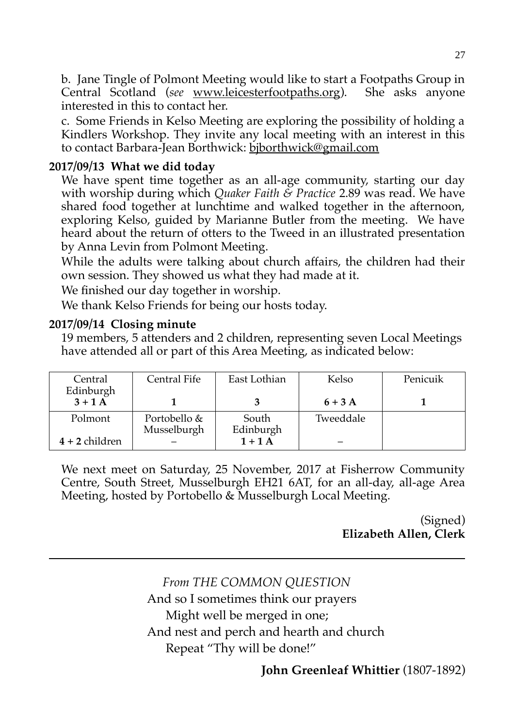b. Jane Tingle of Polmont Meeting would like to start a Footpaths Group in Central Scotland (*see* www.leicesterfootpaths.org). She asks anyone interested in this to contact her.

c. Some Friends in Kelso Meeting are exploring the possibility of holding a Kindlers Workshop. They invite any local meeting with an interest in this to contact Barbara-Jean Borthwick: bjborthwick@gmail.com

**2017/09/13 What we did today**

We have spent time together as an all-age community, starting our day with worship during which *Quaker Faith & Practice* 2.89 was read. We have shared food together at lunchtime and walked together in the afternoon, exploring Kelso, guided by Marianne Butler from the meeting. We have heard about the return of otters to the Tweed in an illustrated presentation by Anna Levin from Polmont Meeting.

While the adults were talking about church affairs, the children had their own session. They showed us what they had made at it.

We finished our day together in worship.

We thank Kelso Friends for being our hosts today.

**2017/09/14 Closing minute**

19 members, 5 attenders and 2 children, representing seven Local Meetings have attended all or part of this Area Meeting, as indicated below:

| Central Edinburgh | Central Fife | East Lothian | Kelso | Penicuik |
|---|---|---|---|---|
| **3 + 1 A** | **1** | **3** | **6 + 3 A** | **1** |
| Polmont | Portobello & Musselburgh | South Edinburgh | Tweeddale | |
| **4 + 2** children | – | **1 + 1 A** | – | |

We next meet on Saturday, 25 November, 2017 at Fisherrow Community Centre, South Street, Musselburgh EH21 6AT, for an all-day, all-age Area Meeting, hosted by Portobello & Musselburgh Local Meeting.

(Signed)
**Elizabeth Allen, Clerk**

---

*From THE COMMON QUESTION*

And so I sometimes think our prayers
Might well be merged in one;
And nest and perch and hearth and church
Repeat "Thy will be done!"

**John Greenleaf Whittier** (1807-1892)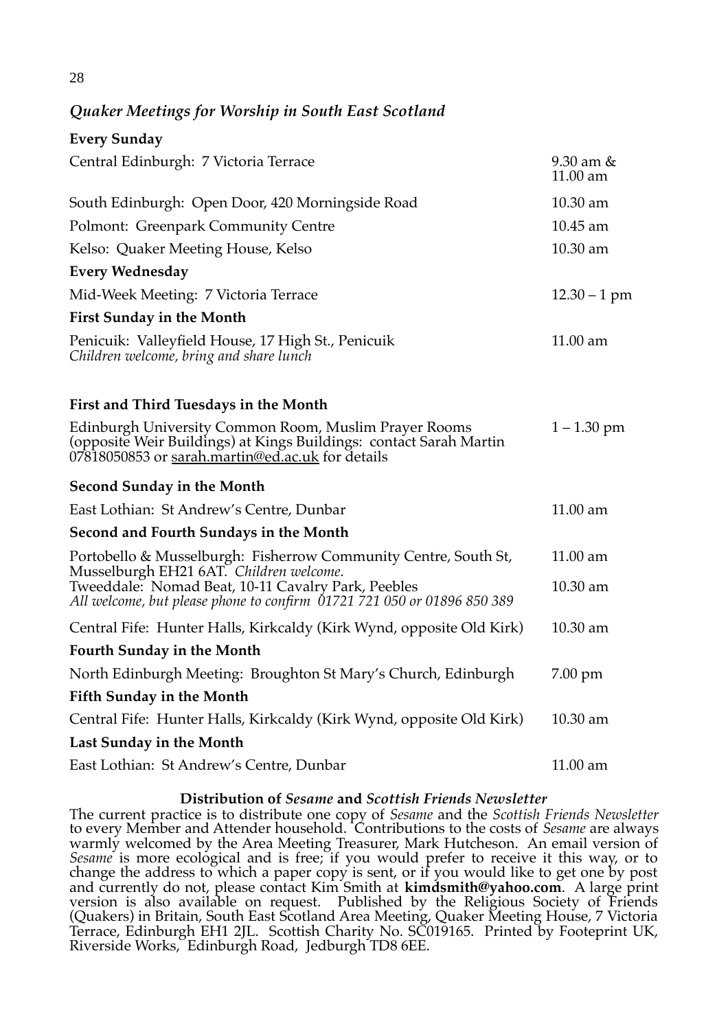## *Quaker Meetings for Worship in South East Scotland*

**Every Sunday**

| | |
|---|---|
| Central Edinburgh: 7 Victoria Terrace | 9.30 am & 11.00 am |
| South Edinburgh: Open Door, 420 Morningside Road | 10.30 am |
| Polmont: Greenpark Community Centre | 10.45 am |
| Kelso: Quaker Meeting House, Kelso | 10.30 am |

**Every Wednesday**

| | |
|---|---|
| Mid-Week Meeting: 7 Victoria Terrace | 12.30 – 1 pm |

**First Sunday in the Month**

| | |
|---|---|
| Penicuik: Valleyfield House, 17 High St., Penicuik *Children welcome, bring and share lunch* | 11.00 am |

**First and Third Tuesdays in the Month**

| | |
|---|---|
| Edinburgh University Common Room, Muslim Prayer Rooms (opposite Weir Buildings) at Kings Buildings: contact Sarah Martin 07818050853 or sarah.martin@ed.ac.uk for details | 1 – 1.30 pm |

**Second Sunday in the Month**

| | |
|---|---|
| East Lothian: St Andrew's Centre, Dunbar | 11.00 am |

**Second and Fourth Sundays in the Month**

| | |
|---|---|
| Portobello & Musselburgh: Fisherrow Community Centre, South St, Musselburgh EH21 6AT. *Children welcome.* | 11.00 am |
| Tweeddale: Nomad Beat, 10-11 Cavalry Park, Peebles *All welcome, but please phone to confirm 01721 721 050 or 01896 850 389* | 10.30 am |
| Central Fife: Hunter Halls, Kirkcaldy (Kirk Wynd, opposite Old Kirk) | 10.30 am |

**Fourth Sunday in the Month**

| | |
|---|---|
| North Edinburgh Meeting: Broughton St Mary's Church, Edinburgh | 7.00 pm |

**Fifth Sunday in the Month**

| | |
|---|---|
| Central Fife: Hunter Halls, Kirkcaldy (Kirk Wynd, opposite Old Kirk) | 10.30 am |

**Last Sunday in the Month**

| | |
|---|---|
| East Lothian: St Andrew's Centre, Dunbar | 11.00 am |

**Distribution of *Sesame* and *Scottish Friends Newsletter***

The current practice is to distribute one copy of *Sesame* and the *Scottish Friends Newsletter* to every Member and Attender household. Contributions to the costs of *Sesame* are always warmly welcomed by the Area Meeting Treasurer, Mark Hutcheson. An email version of *Sesame* is more ecological and is free; if you would prefer to receive it this way, or to change the address to which a paper copy is sent, or if you would like to get one by post and currently do not, please contact Kim Smith at **kimdsmith@yahoo.com**. A large print version is also available on request. Published by the Religious Society of Friends (Quakers) in Britain, South East Scotland Area Meeting, Quaker Meeting House, 7 Victoria Terrace, Edinburgh EH1 2JL. Scottish Charity No. SC019165. Printed by Footeprint UK, Riverside Works, Edinburgh Road, Jedburgh TD8 6EE.